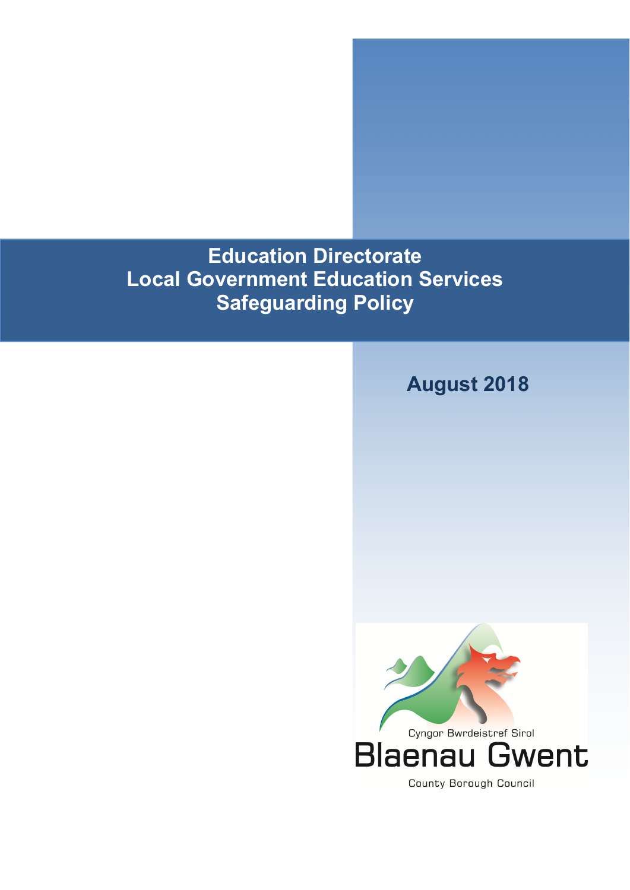# Education Directorate
# Local Government Education Services
# Safeguarding Policy

**August 2018**

Cyngor Bwrdeistref Sirol

Blaenau Gwent

County Borough Council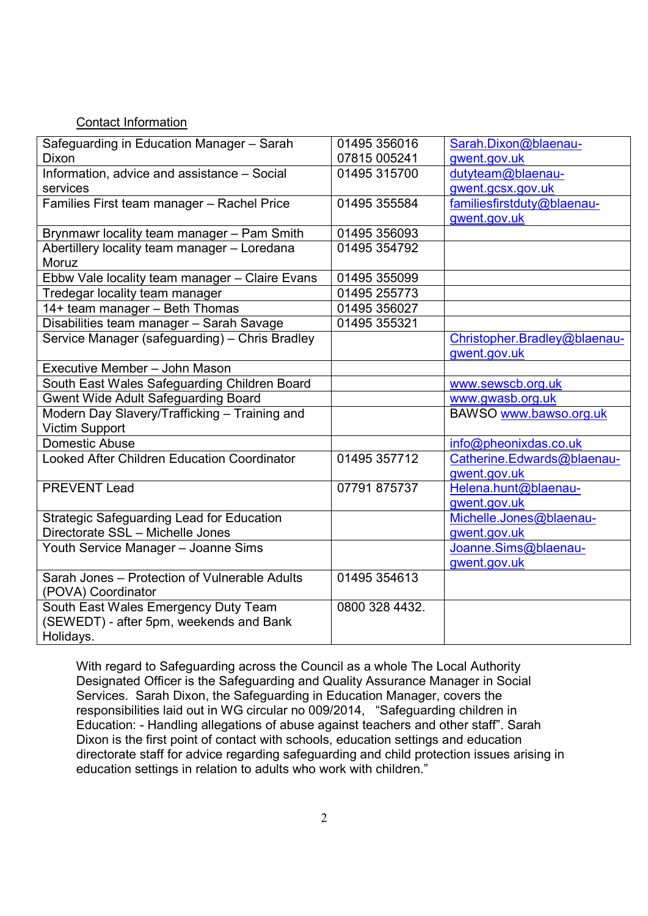Contact Information

| | | |
|---|---|---|
| Safeguarding in Education Manager – Sarah Dixon | 01495 356016<br>07815 005241 | Sarah.Dixon@blaenau-gwent.gov.uk |
| Information, advice and assistance – Social services | 01495 315700 | dutyteam@blaenau-gwent.gcsx.gov.uk |
| Families First team manager – Rachel Price | 01495 355584 | familiesfirstduty@blaenau-gwent.gov.uk |
| Brynmawr locality team manager – Pam Smith | 01495 356093 | |
| Abertillery locality team manager – Loredana Moruz | 01495 354792 | |
| Ebbw Vale locality team manager – Claire Evans | 01495 355099 | |
| Tredegar locality team manager | 01495 255773 | |
| 14+ team manager – Beth Thomas | 01495 356027 | |
| Disabilities team manager – Sarah Savage | 01495 355321 | |
| Service Manager (safeguarding) – Chris Bradley | | Christopher.Bradley@blaenau-gwent.gov.uk |
| Executive Member – John Mason | | |
| South East Wales Safeguarding Children Board | | www.sewscb.org.uk |
| Gwent Wide Adult Safeguarding Board | | www.gwasb.org.uk |
| Modern Day Slavery/Trafficking – Training and Victim Support | | BAWSO www.bawso.org.uk |
| Domestic Abuse | | info@pheonixdas.co.uk |
| Looked After Children Education Coordinator | 01495 357712 | Catherine.Edwards@blaenau-gwent.gov.uk |
| PREVENT Lead | 07791 875737 | Helena.hunt@blaenau-gwent.gov.uk |
| Strategic Safeguarding Lead for Education Directorate SSL – Michelle Jones | | Michelle.Jones@blaenau-gwent.gov.uk |
| Youth Service Manager – Joanne Sims | | Joanne.Sims@blaenau-gwent.gov.uk |
| Sarah Jones – Protection of Vulnerable Adults (POVA) Coordinator | 01495 354613 | |
| South East Wales Emergency Duty Team (SEWEDT) - after 5pm, weekends and Bank Holidays. | 0800 328 4432. | |

With regard to Safeguarding across the Council as a whole The Local Authority Designated Officer is the Safeguarding and Quality Assurance Manager in Social Services. Sarah Dixon, the Safeguarding in Education Manager, covers the responsibilities laid out in WG circular no 009/2014, "Safeguarding children in Education: - Handling allegations of abuse against teachers and other staff". Sarah Dixon is the first point of contact with schools, education settings and education directorate staff for advice regarding safeguarding and child protection issues arising in education settings in relation to adults who work with children."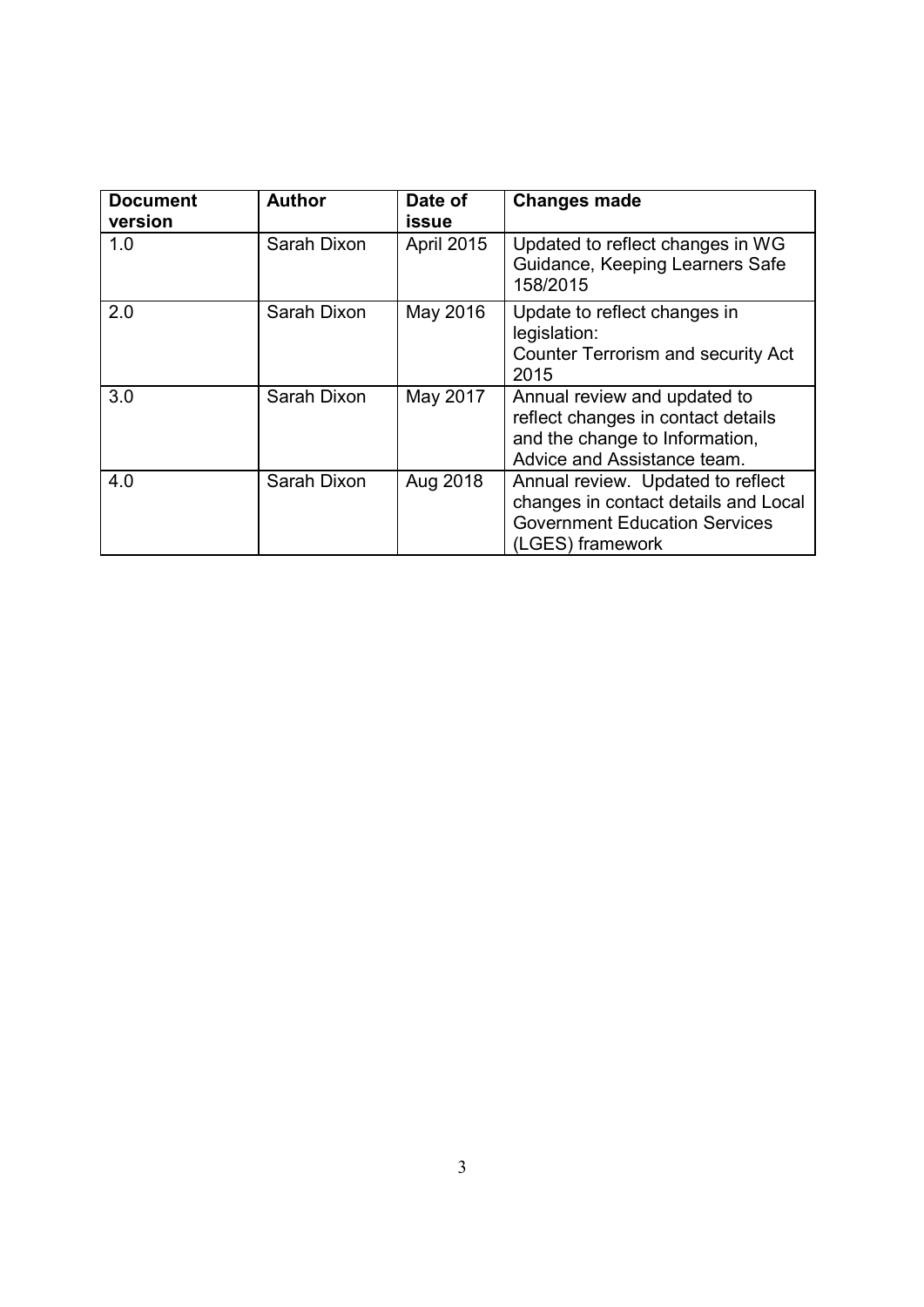| Document version | Author | Date of issue | Changes made |
| --- | --- | --- | --- |
| 1.0 | Sarah Dixon | April 2015 | Updated to reflect changes in WG Guidance, Keeping Learners Safe 158/2015 |
| 2.0 | Sarah Dixon | May 2016 | Update to reflect changes in legislation: Counter Terrorism and security Act 2015 |
| 3.0 | Sarah Dixon | May 2017 | Annual review and updated to reflect changes in contact details and the change to Information, Advice and Assistance team. |
| 4.0 | Sarah Dixon | Aug 2018 | Annual review. Updated to reflect changes in contact details and Local Government Education Services (LGES) framework |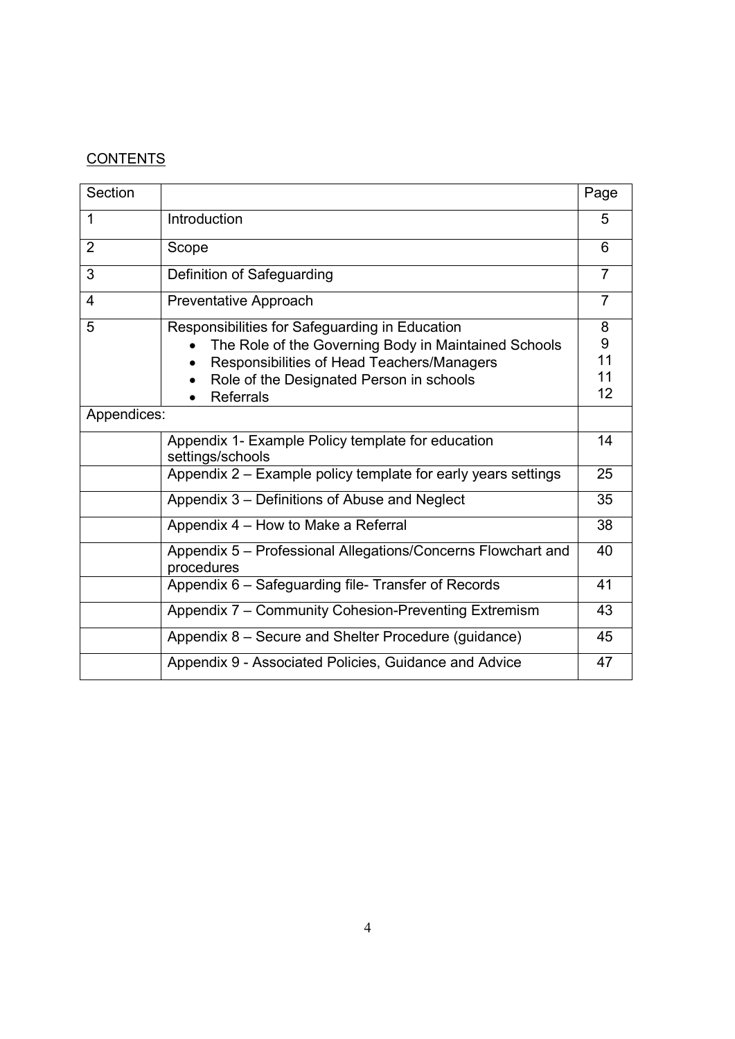CONTENTS

| Section | | Page |
|---|---|---|
| 1 | Introduction | 5 |
| 2 | Scope | 6 |
| 3 | Definition of Safeguarding | 7 |
| 4 | Preventative Approach | 7 |
| 5 | Responsibilities for Safeguarding in Education<br>• The Role of the Governing Body in Maintained Schools<br>• Responsibilities of Head Teachers/Managers<br>• Role of the Designated Person in schools<br>• Referrals | 8<br>9<br>11<br>11<br>12 |
| Appendices: | | |
| | Appendix 1- Example Policy template for education settings/schools | 14 |
| | Appendix 2 – Example policy template for early years settings | 25 |
| | Appendix 3 – Definitions of Abuse and Neglect | 35 |
| | Appendix 4 – How to Make a Referral | 38 |
| | Appendix 5 – Professional Allegations/Concerns Flowchart and procedures | 40 |
| | Appendix 6 – Safeguarding file- Transfer of Records | 41 |
| | Appendix 7 – Community Cohesion-Preventing Extremism | 43 |
| | Appendix 8 – Secure and Shelter Procedure (guidance) | 45 |
| | Appendix 9 - Associated Policies, Guidance and Advice | 47 |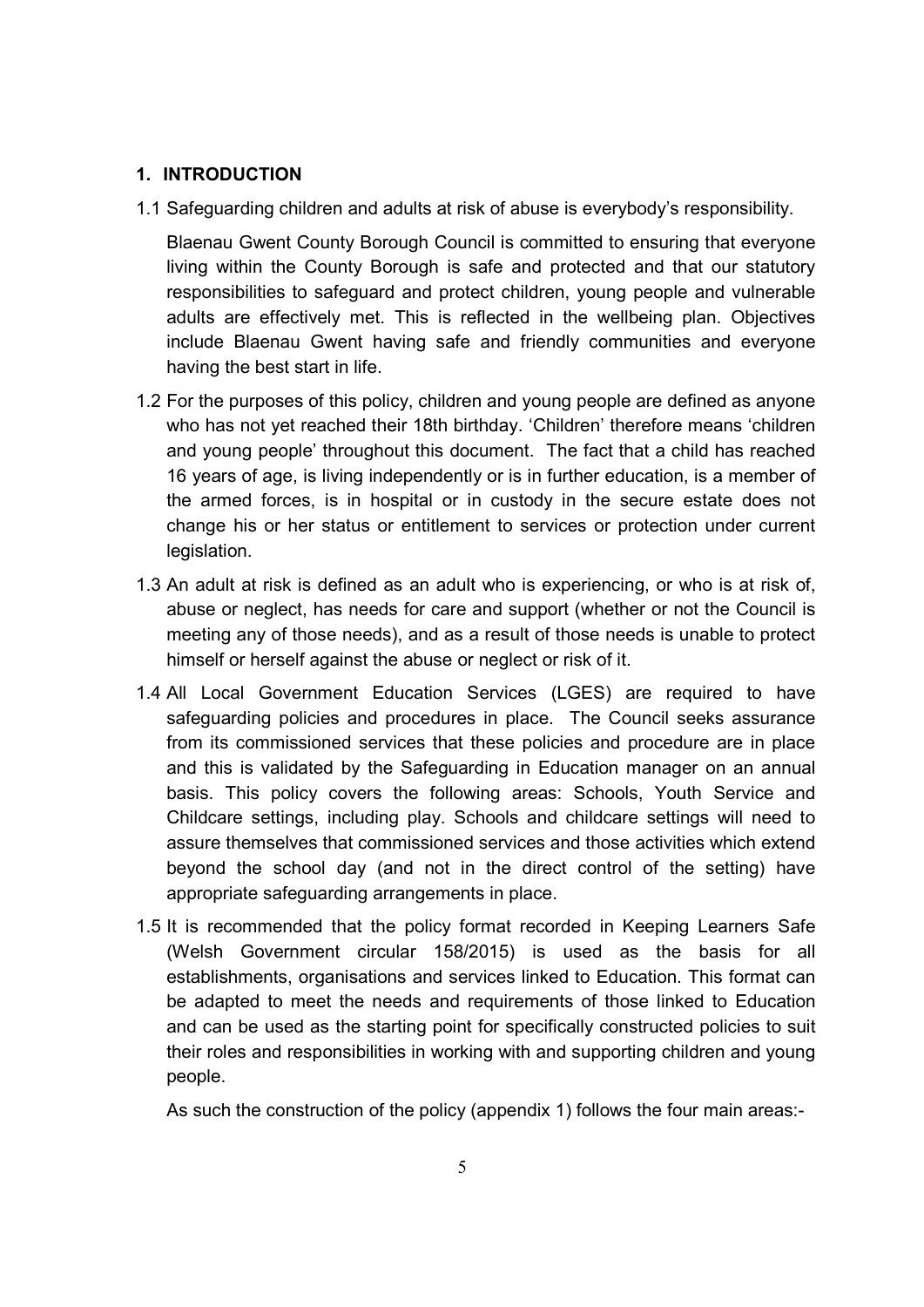## 1. INTRODUCTION

1.1 Safeguarding children and adults at risk of abuse is everybody's responsibility.

Blaenau Gwent County Borough Council is committed to ensuring that everyone living within the County Borough is safe and protected and that our statutory responsibilities to safeguard and protect children, young people and vulnerable adults are effectively met. This is reflected in the wellbeing plan. Objectives include Blaenau Gwent having safe and friendly communities and everyone having the best start in life.

1.2 For the purposes of this policy, children and young people are defined as anyone who has not yet reached their 18th birthday. 'Children' therefore means 'children and young people' throughout this document. The fact that a child has reached 16 years of age, is living independently or is in further education, is a member of the armed forces, is in hospital or in custody in the secure estate does not change his or her status or entitlement to services or protection under current legislation.

1.3 An adult at risk is defined as an adult who is experiencing, or who is at risk of, abuse or neglect, has needs for care and support (whether or not the Council is meeting any of those needs), and as a result of those needs is unable to protect himself or herself against the abuse or neglect or risk of it.

1.4 All Local Government Education Services (LGES) are required to have safeguarding policies and procedures in place. The Council seeks assurance from its commissioned services that these policies and procedure are in place and this is validated by the Safeguarding in Education manager on an annual basis. This policy covers the following areas: Schools, Youth Service and Childcare settings, including play. Schools and childcare settings will need to assure themselves that commissioned services and those activities which extend beyond the school day (and not in the direct control of the setting) have appropriate safeguarding arrangements in place.

1.5 It is recommended that the policy format recorded in Keeping Learners Safe (Welsh Government circular 158/2015) is used as the basis for all establishments, organisations and services linked to Education. This format can be adapted to meet the needs and requirements of those linked to Education and can be used as the starting point for specifically constructed policies to suit their roles and responsibilities in working with and supporting children and young people.

As such the construction of the policy (appendix 1) follows the four main areas:-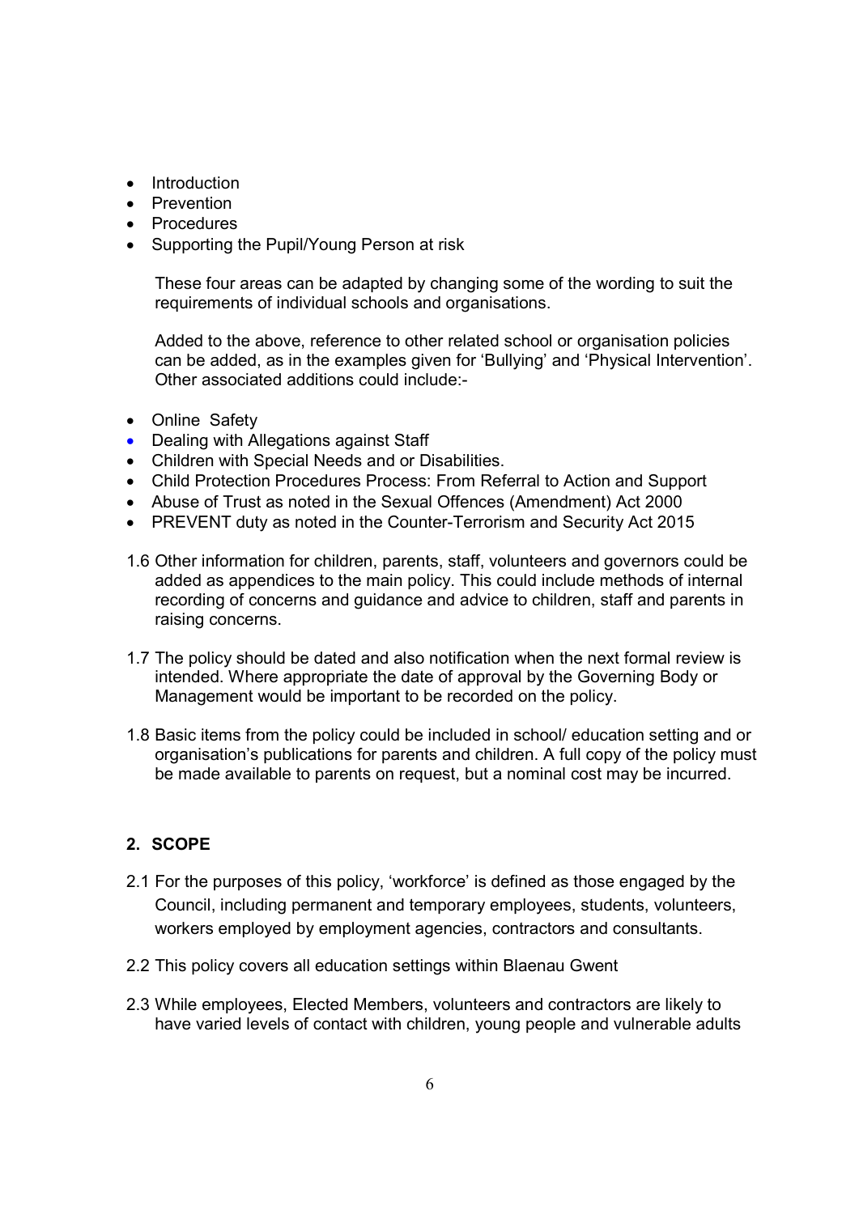- Introduction
- Prevention
- Procedures
- Supporting the Pupil/Young Person at risk

These four areas can be adapted by changing some of the wording to suit the requirements of individual schools and organisations.

Added to the above, reference to other related school or organisation policies can be added, as in the examples given for 'Bullying' and 'Physical Intervention'. Other associated additions could include:-

- Online Safety
- Dealing with Allegations against Staff
- Children with Special Needs and or Disabilities.
- Child Protection Procedures Process: From Referral to Action and Support
- Abuse of Trust as noted in the Sexual Offences (Amendment) Act 2000
- PREVENT duty as noted in the Counter-Terrorism and Security Act 2015

1.6 Other information for children, parents, staff, volunteers and governors could be added as appendices to the main policy. This could include methods of internal recording of concerns and guidance and advice to children, staff and parents in raising concerns.

1.7 The policy should be dated and also notification when the next formal review is intended. Where appropriate the date of approval by the Governing Body or Management would be important to be recorded on the policy.

1.8 Basic items from the policy could be included in school/ education setting and or organisation's publications for parents and children. A full copy of the policy must be made available to parents on request, but a nominal cost may be incurred.

## 2. SCOPE

2.1 For the purposes of this policy, 'workforce' is defined as those engaged by the Council, including permanent and temporary employees, students, volunteers, workers employed by employment agencies, contractors and consultants.

2.2 This policy covers all education settings within Blaenau Gwent

2.3 While employees, Elected Members, volunteers and contractors are likely to have varied levels of contact with children, young people and vulnerable adults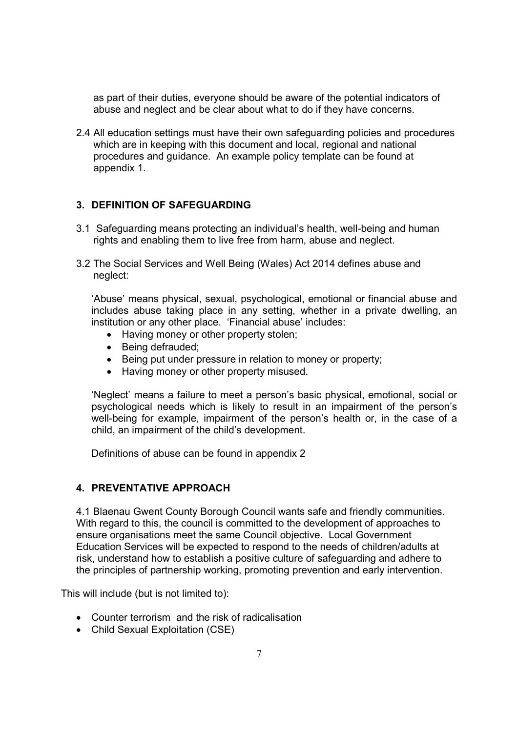as part of their duties, everyone should be aware of the potential indicators of abuse and neglect and be clear about what to do if they have concerns.

2.4 All education settings must have their own safeguarding policies and procedures which are in keeping with this document and local, regional and national procedures and guidance. An example policy template can be found at appendix 1.

## 3. DEFINITION OF SAFEGUARDING

3.1 Safeguarding means protecting an individual's health, well-being and human rights and enabling them to live free from harm, abuse and neglect.

3.2 The Social Services and Well Being (Wales) Act 2014 defines abuse and neglect:

'Abuse' means physical, sexual, psychological, emotional or financial abuse and includes abuse taking place in any setting, whether in a private dwelling, an institution or any other place. 'Financial abuse' includes:

- Having money or other property stolen;
- Being defrauded;
- Being put under pressure in relation to money or property;
- Having money or other property misused.

'Neglect' means a failure to meet a person's basic physical, emotional, social or psychological needs which is likely to result in an impairment of the person's well-being for example, impairment of the person's health or, in the case of a child, an impairment of the child's development.

Definitions of abuse can be found in appendix 2

## 4. PREVENTATIVE APPROACH

4.1 Blaenau Gwent County Borough Council wants safe and friendly communities. With regard to this, the council is committed to the development of approaches to ensure organisations meet the same Council objective. Local Government Education Services will be expected to respond to the needs of children/adults at risk, understand how to establish a positive culture of safeguarding and adhere to the principles of partnership working, promoting prevention and early intervention.

This will include (but is not limited to):

- Counter terrorism and the risk of radicalisation
- Child Sexual Exploitation (CSE)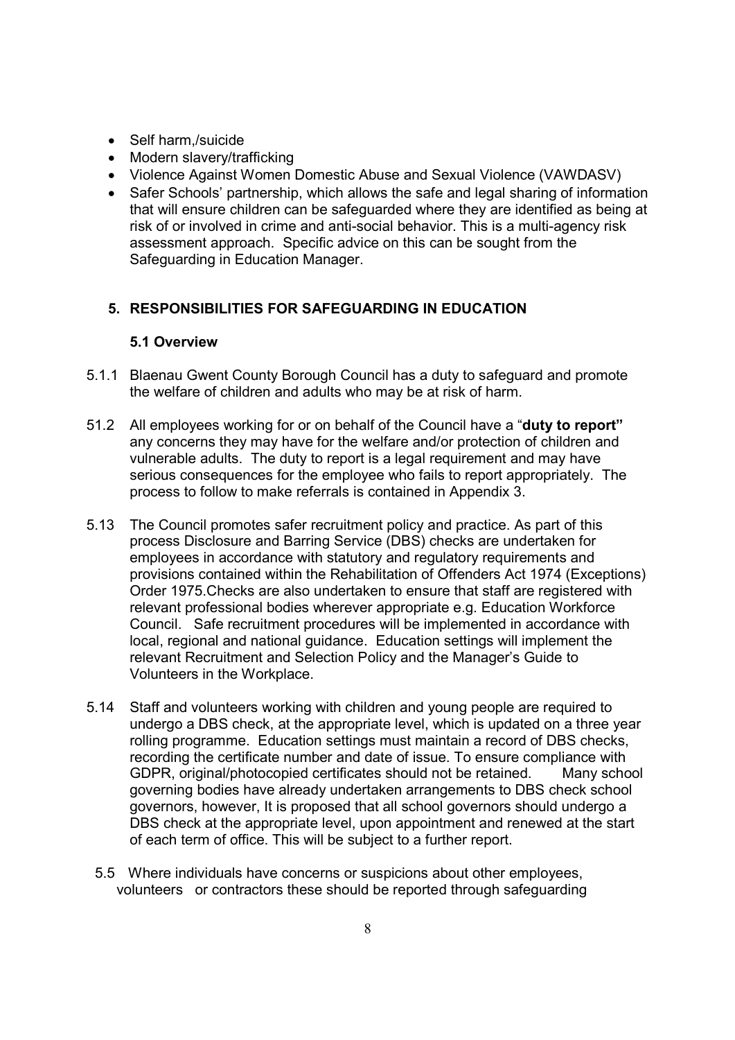- Self harm,/suicide
- Modern slavery/trafficking
- Violence Against Women Domestic Abuse and Sexual Violence (VAWDASV)
- Safer Schools' partnership, which allows the safe and legal sharing of information that will ensure children can be safeguarded where they are identified as being at risk of or involved in crime and anti-social behavior. This is a multi-agency risk assessment approach. Specific advice on this can be sought from the Safeguarding in Education Manager.

## 5. RESPONSIBILITIES FOR SAFEGUARDING IN EDUCATION

### 5.1 Overview

5.1.1 Blaenau Gwent County Borough Council has a duty to safeguard and promote the welfare of children and adults who may be at risk of harm.

51.2 All employees working for or on behalf of the Council have a "**duty to report"** any concerns they may have for the welfare and/or protection of children and vulnerable adults. The duty to report is a legal requirement and may have serious consequences for the employee who fails to report appropriately. The process to follow to make referrals is contained in Appendix 3.

5.13 The Council promotes safer recruitment policy and practice. As part of this process Disclosure and Barring Service (DBS) checks are undertaken for employees in accordance with statutory and regulatory requirements and provisions contained within the Rehabilitation of Offenders Act 1974 (Exceptions) Order 1975.Checks are also undertaken to ensure that staff are registered with relevant professional bodies wherever appropriate e.g. Education Workforce Council. Safe recruitment procedures will be implemented in accordance with local, regional and national guidance. Education settings will implement the relevant Recruitment and Selection Policy and the Manager's Guide to Volunteers in the Workplace.

5.14 Staff and volunteers working with children and young people are required to undergo a DBS check, at the appropriate level, which is updated on a three year rolling programme. Education settings must maintain a record of DBS checks, recording the certificate number and date of issue. To ensure compliance with GDPR, original/photocopied certificates should not be retained. Many school governing bodies have already undertaken arrangements to DBS check school governors, however, It is proposed that all school governors should undergo a DBS check at the appropriate level, upon appointment and renewed at the start of each term of office. This will be subject to a further report.

5.5 Where individuals have concerns or suspicions about other employees, volunteers or contractors these should be reported through safeguarding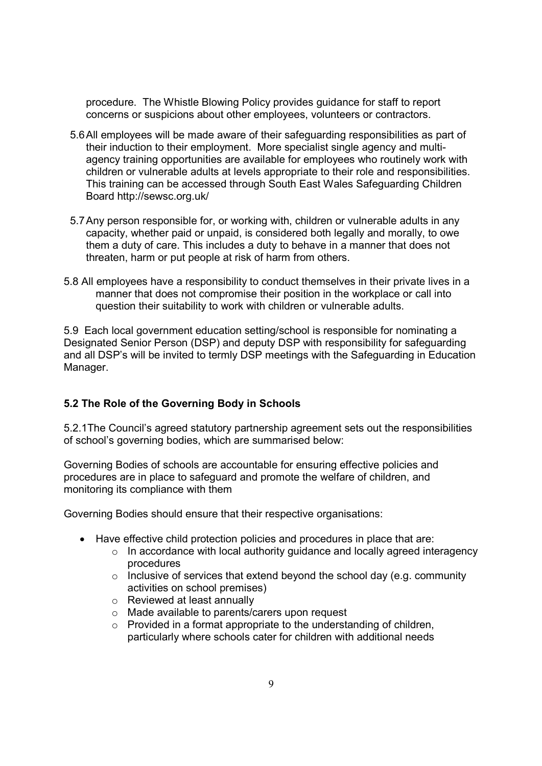procedure. The Whistle Blowing Policy provides guidance for staff to report concerns or suspicions about other employees, volunteers or contractors.

5.6 All employees will be made aware of their safeguarding responsibilities as part of their induction to their employment. More specialist single agency and multi-agency training opportunities are available for employees who routinely work with children or vulnerable adults at levels appropriate to their role and responsibilities. This training can be accessed through South East Wales Safeguarding Children Board http://sewsc.org.uk/

5.7 Any person responsible for, or working with, children or vulnerable adults in any capacity, whether paid or unpaid, is considered both legally and morally, to owe them a duty of care. This includes a duty to behave in a manner that does not threaten, harm or put people at risk of harm from others.

5.8 All employees have a responsibility to conduct themselves in their private lives in a manner that does not compromise their position in the workplace or call into question their suitability to work with children or vulnerable adults.

5.9 Each local government education setting/school is responsible for nominating a Designated Senior Person (DSP) and deputy DSP with responsibility for safeguarding and all DSP's will be invited to termly DSP meetings with the Safeguarding in Education Manager.

**5.2 The Role of the Governing Body in Schools**

5.2.1The Council's agreed statutory partnership agreement sets out the responsibilities of school's governing bodies, which are summarised below:

Governing Bodies of schools are accountable for ensuring effective policies and procedures are in place to safeguard and promote the welfare of children, and monitoring its compliance with them

Governing Bodies should ensure that their respective organisations:

- Have effective child protection policies and procedures in place that are:
    - In accordance with local authority guidance and locally agreed interagency procedures
    - Inclusive of services that extend beyond the school day (e.g. community activities on school premises)
    - Reviewed at least annually
    - Made available to parents/carers upon request
    - Provided in a format appropriate to the understanding of children, particularly where schools cater for children with additional needs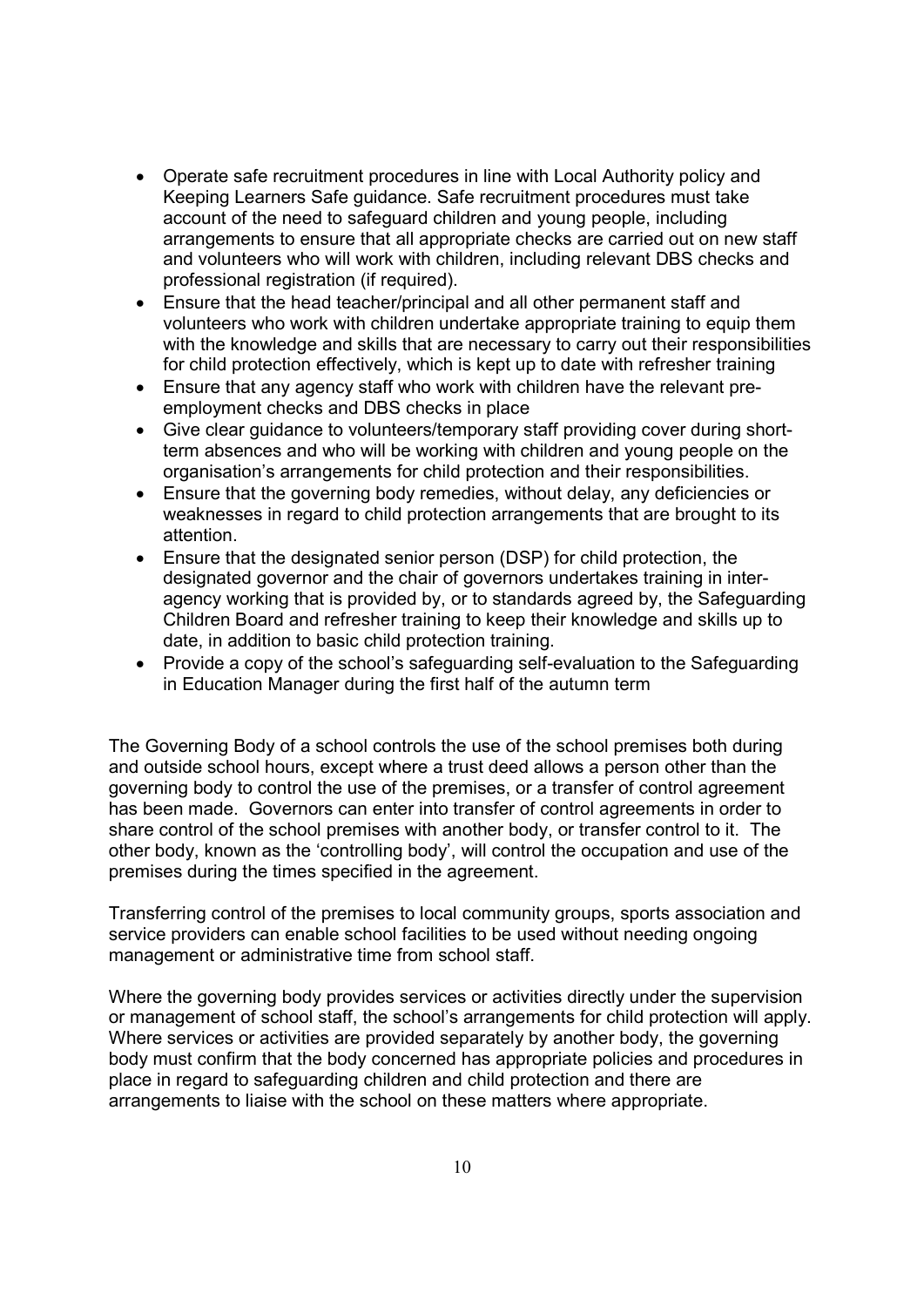- Operate safe recruitment procedures in line with Local Authority policy and Keeping Learners Safe guidance. Safe recruitment procedures must take account of the need to safeguard children and young people, including arrangements to ensure that all appropriate checks are carried out on new staff and volunteers who will work with children, including relevant DBS checks and professional registration (if required).
- Ensure that the head teacher/principal and all other permanent staff and volunteers who work with children undertake appropriate training to equip them with the knowledge and skills that are necessary to carry out their responsibilities for child protection effectively, which is kept up to date with refresher training
- Ensure that any agency staff who work with children have the relevant pre-employment checks and DBS checks in place
- Give clear guidance to volunteers/temporary staff providing cover during short-term absences and who will be working with children and young people on the organisation's arrangements for child protection and their responsibilities.
- Ensure that the governing body remedies, without delay, any deficiencies or weaknesses in regard to child protection arrangements that are brought to its attention.
- Ensure that the designated senior person (DSP) for child protection, the designated governor and the chair of governors undertakes training in inter-agency working that is provided by, or to standards agreed by, the Safeguarding Children Board and refresher training to keep their knowledge and skills up to date, in addition to basic child protection training.
- Provide a copy of the school's safeguarding self-evaluation to the Safeguarding in Education Manager during the first half of the autumn term

The Governing Body of a school controls the use of the school premises both during and outside school hours, except where a trust deed allows a person other than the governing body to control the use of the premises, or a transfer of control agreement has been made. Governors can enter into transfer of control agreements in order to share control of the school premises with another body, or transfer control to it. The other body, known as the 'controlling body', will control the occupation and use of the premises during the times specified in the agreement.

Transferring control of the premises to local community groups, sports association and service providers can enable school facilities to be used without needing ongoing management or administrative time from school staff.

Where the governing body provides services or activities directly under the supervision or management of school staff, the school's arrangements for child protection will apply. Where services or activities are provided separately by another body, the governing body must confirm that the body concerned has appropriate policies and procedures in place in regard to safeguarding children and child protection and there are arrangements to liaise with the school on these matters where appropriate.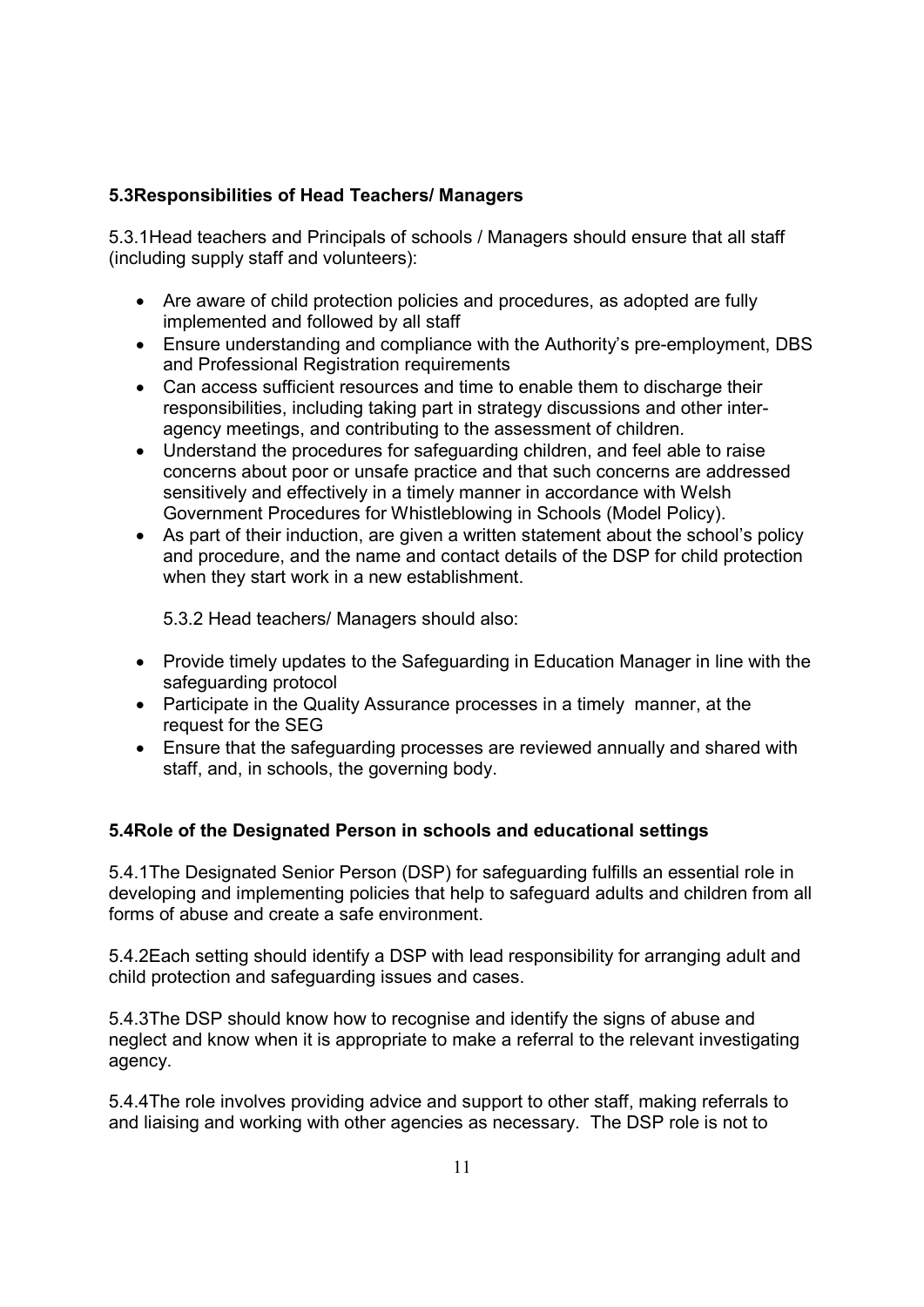### 5.3Responsibilities of Head Teachers/ Managers

5.3.1Head teachers and Principals of schools / Managers should ensure that all staff (including supply staff and volunteers):

- Are aware of child protection policies and procedures, as adopted are fully implemented and followed by all staff
- Ensure understanding and compliance with the Authority's pre-employment, DBS and Professional Registration requirements
- Can access sufficient resources and time to enable them to discharge their responsibilities, including taking part in strategy discussions and other inter-agency meetings, and contributing to the assessment of children.
- Understand the procedures for safeguarding children, and feel able to raise concerns about poor or unsafe practice and that such concerns are addressed sensitively and effectively in a timely manner in accordance with Welsh Government Procedures for Whistleblowing in Schools (Model Policy).
- As part of their induction, are given a written statement about the school's policy and procedure, and the name and contact details of the DSP for child protection when they start work in a new establishment.

5.3.2 Head teachers/ Managers should also:

- Provide timely updates to the Safeguarding in Education Manager in line with the safeguarding protocol
- Participate in the Quality Assurance processes in a timely manner, at the request for the SEG
- Ensure that the safeguarding processes are reviewed annually and shared with staff, and, in schools, the governing body.

### 5.4Role of the Designated Person in schools and educational settings

5.4.1The Designated Senior Person (DSP) for safeguarding fulfills an essential role in developing and implementing policies that help to safeguard adults and children from all forms of abuse and create a safe environment.

5.4.2Each setting should identify a DSP with lead responsibility for arranging adult and child protection and safeguarding issues and cases.

5.4.3The DSP should know how to recognise and identify the signs of abuse and neglect and know when it is appropriate to make a referral to the relevant investigating agency.

5.4.4The role involves providing advice and support to other staff, making referrals to and liaising and working with other agencies as necessary. The DSP role is not to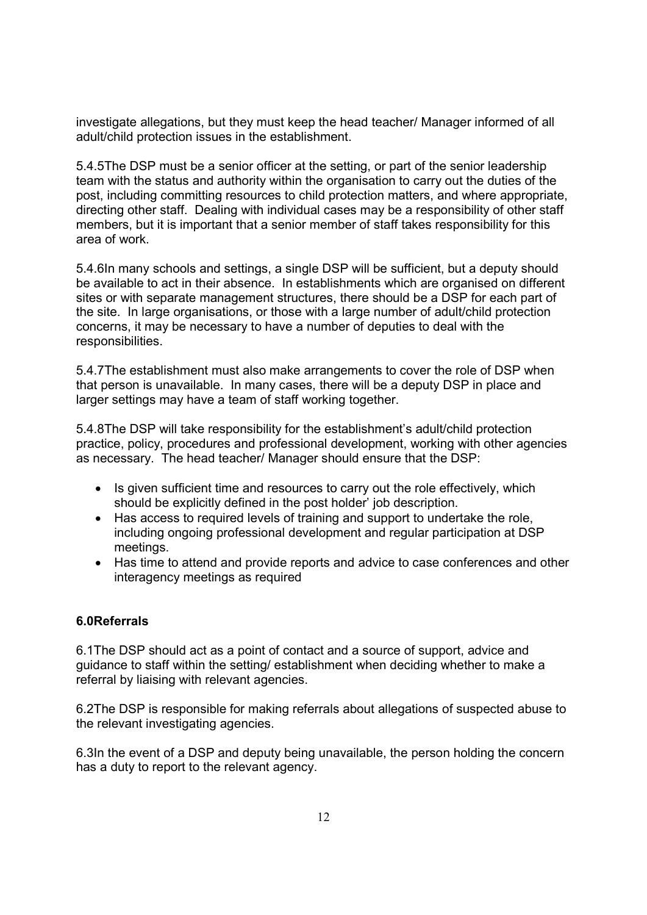investigate allegations, but they must keep the head teacher/ Manager informed of all adult/child protection issues in the establishment.

5.4.5The DSP must be a senior officer at the setting, or part of the senior leadership team with the status and authority within the organisation to carry out the duties of the post, including committing resources to child protection matters, and where appropriate, directing other staff. Dealing with individual cases may be a responsibility of other staff members, but it is important that a senior member of staff takes responsibility for this area of work.

5.4.6In many schools and settings, a single DSP will be sufficient, but a deputy should be available to act in their absence. In establishments which are organised on different sites or with separate management structures, there should be a DSP for each part of the site. In large organisations, or those with a large number of adult/child protection concerns, it may be necessary to have a number of deputies to deal with the responsibilities.

5.4.7The establishment must also make arrangements to cover the role of DSP when that person is unavailable. In many cases, there will be a deputy DSP in place and larger settings may have a team of staff working together.

5.4.8The DSP will take responsibility for the establishment's adult/child protection practice, policy, procedures and professional development, working with other agencies as necessary. The head teacher/ Manager should ensure that the DSP:

- Is given sufficient time and resources to carry out the role effectively, which should be explicitly defined in the post holder' job description.
- Has access to required levels of training and support to undertake the role, including ongoing professional development and regular participation at DSP meetings.
- Has time to attend and provide reports and advice to case conferences and other interagency meetings as required

**6.0Referrals**

6.1The DSP should act as a point of contact and a source of support, advice and guidance to staff within the setting/ establishment when deciding whether to make a referral by liaising with relevant agencies.

6.2The DSP is responsible for making referrals about allegations of suspected abuse to the relevant investigating agencies.

6.3In the event of a DSP and deputy being unavailable, the person holding the concern has a duty to report to the relevant agency.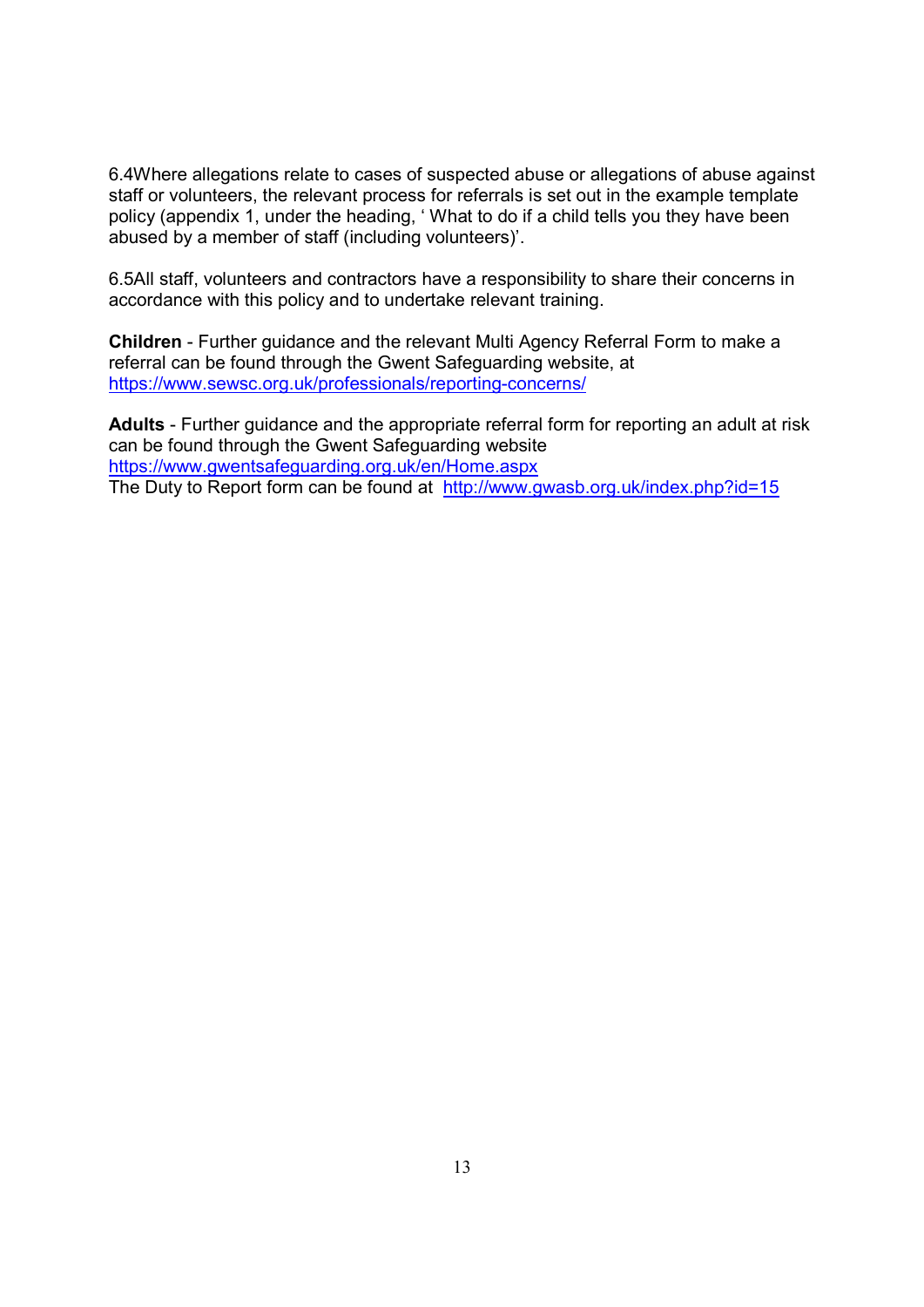6.4Where allegations relate to cases of suspected abuse or allegations of abuse against staff or volunteers, the relevant process for referrals is set out in the example template policy (appendix 1, under the heading, ' What to do if a child tells you they have been abused by a member of staff (including volunteers)'.

6.5All staff, volunteers and contractors have a responsibility to share their concerns in accordance with this policy and to undertake relevant training.

**Children** - Further guidance and the relevant Multi Agency Referral Form to make a referral can be found through the Gwent Safeguarding website, at https://www.sewsc.org.uk/professionals/reporting-concerns/

**Adults** - Further guidance and the appropriate referral form for reporting an adult at risk can be found through the Gwent Safeguarding website
https://www.gwentsafeguarding.org.uk/en/Home.aspx
The Duty to Report form can be found at http://www.gwasb.org.uk/index.php?id=15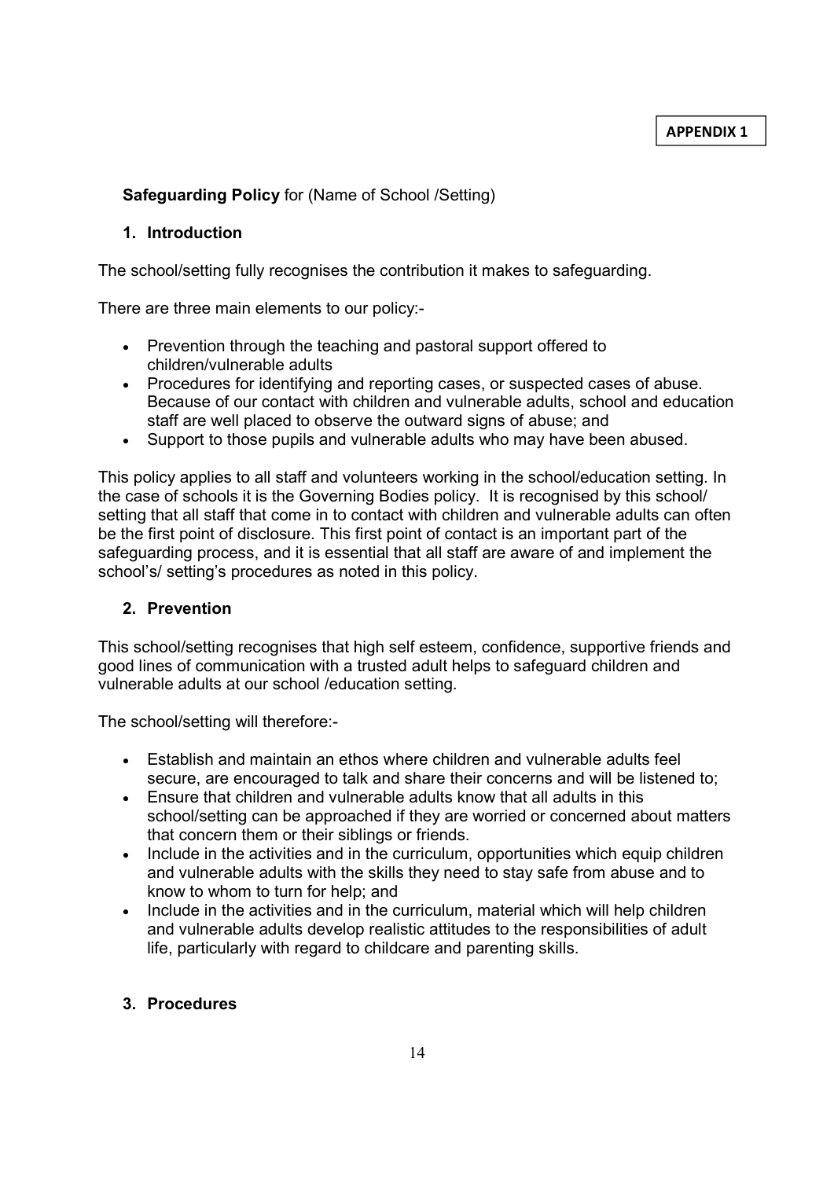**APPENDIX 1**

**Safeguarding Policy** for (Name of School /Setting)

## 1. Introduction

The school/setting fully recognises the contribution it makes to safeguarding.

There are three main elements to our policy:-

- Prevention through the teaching and pastoral support offered to children/vulnerable adults
- Procedures for identifying and reporting cases, or suspected cases of abuse. Because of our contact with children and vulnerable adults, school and education staff are well placed to observe the outward signs of abuse; and
- Support to those pupils and vulnerable adults who may have been abused.

This policy applies to all staff and volunteers working in the school/education setting. In the case of schools it is the Governing Bodies policy. It is recognised by this school/ setting that all staff that come in to contact with children and vulnerable adults can often be the first point of disclosure. This first point of contact is an important part of the safeguarding process, and it is essential that all staff are aware of and implement the school's/ setting's procedures as noted in this policy.

## 2. Prevention

This school/setting recognises that high self esteem, confidence, supportive friends and good lines of communication with a trusted adult helps to safeguard children and vulnerable adults at our school /education setting.

The school/setting will therefore:-

- Establish and maintain an ethos where children and vulnerable adults feel secure, are encouraged to talk and share their concerns and will be listened to;
- Ensure that children and vulnerable adults know that all adults in this school/setting can be approached if they are worried or concerned about matters that concern them or their siblings or friends.
- Include in the activities and in the curriculum, opportunities which equip children and vulnerable adults with the skills they need to stay safe from abuse and to know to whom to turn for help; and
- Include in the activities and in the curriculum, material which will help children and vulnerable adults develop realistic attitudes to the responsibilities of adult life, particularly with regard to childcare and parenting skills.

## 3. Procedures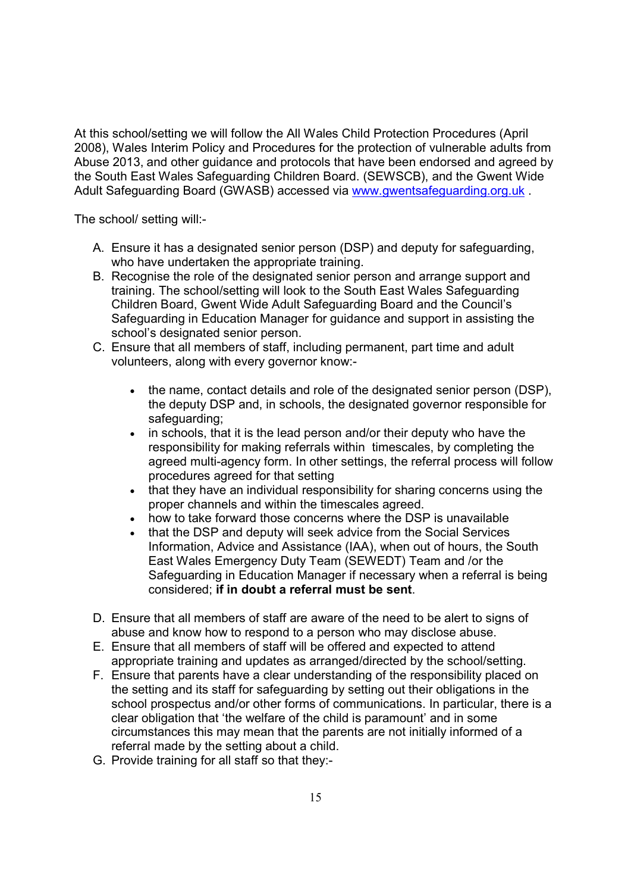At this school/setting we will follow the All Wales Child Protection Procedures (April 2008), Wales Interim Policy and Procedures for the protection of vulnerable adults from Abuse 2013, and other guidance and protocols that have been endorsed and agreed by the South East Wales Safeguarding Children Board. (SEWSCB), and the Gwent Wide Adult Safeguarding Board (GWASB) accessed via [www.gwentsafeguarding.org.uk](http://www.gwentsafeguarding.org.uk) .

The school/ setting will:-

A. Ensure it has a designated senior person (DSP) and deputy for safeguarding, who have undertaken the appropriate training.
B. Recognise the role of the designated senior person and arrange support and training. The school/setting will look to the South East Wales Safeguarding Children Board, Gwent Wide Adult Safeguarding Board and the Council's Safeguarding in Education Manager for guidance and support in assisting the school's designated senior person.
C. Ensure that all members of staff, including permanent, part time and adult volunteers, along with every governor know:-
    - the name, contact details and role of the designated senior person (DSP), the deputy DSP and, in schools, the designated governor responsible for safeguarding;
    - in schools, that it is the lead person and/or their deputy who have the responsibility for making referrals within timescales, by completing the agreed multi-agency form. In other settings, the referral process will follow procedures agreed for that setting
    - that they have an individual responsibility for sharing concerns using the proper channels and within the timescales agreed.
    - how to take forward those concerns where the DSP is unavailable
    - that the DSP and deputy will seek advice from the Social Services Information, Advice and Assistance (IAA), when out of hours, the South East Wales Emergency Duty Team (SEWEDT) Team and /or the Safeguarding in Education Manager if necessary when a referral is being considered; **if in doubt a referral must be sent**.
D. Ensure that all members of staff are aware of the need to be alert to signs of abuse and know how to respond to a person who may disclose abuse.
E. Ensure that all members of staff will be offered and expected to attend appropriate training and updates as arranged/directed by the school/setting.
F. Ensure that parents have a clear understanding of the responsibility placed on the setting and its staff for safeguarding by setting out their obligations in the school prospectus and/or other forms of communications. In particular, there is a clear obligation that 'the welfare of the child is paramount' and in some circumstances this may mean that the parents are not initially informed of a referral made by the setting about a child.
G. Provide training for all staff so that they:-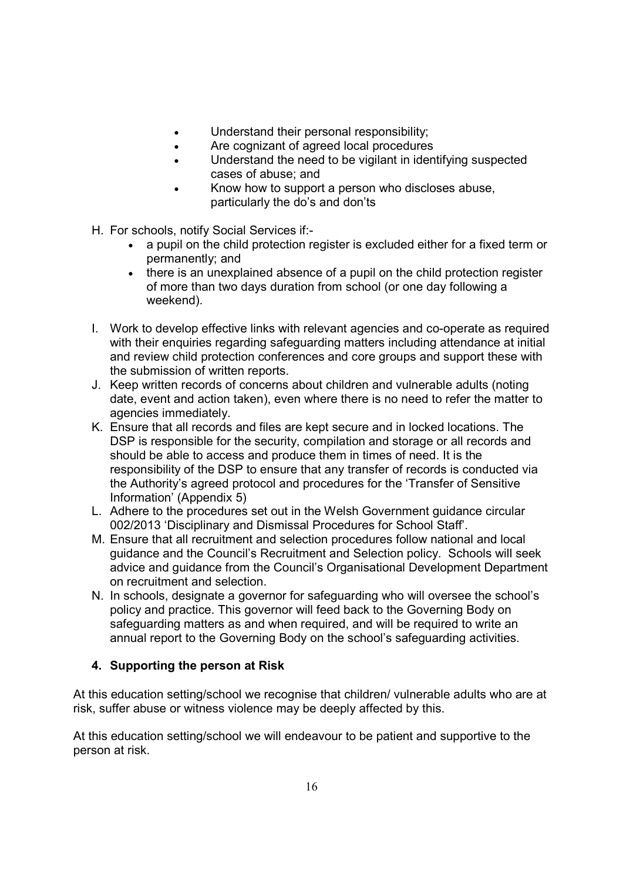- Understand their personal responsibility;
- Are cognizant of agreed local procedures
- Understand the need to be vigilant in identifying suspected cases of abuse; and
- Know how to support a person who discloses abuse, particularly the do's and don'ts

H. For schools, notify Social Services if:-
   - a pupil on the child protection register is excluded either for a fixed term or permanently; and
   - there is an unexplained absence of a pupil on the child protection register of more than two days duration from school (or one day following a weekend).

I. Work to develop effective links with relevant agencies and co-operate as required with their enquiries regarding safeguarding matters including attendance at initial and review child protection conferences and core groups and support these with the submission of written reports.

J. Keep written records of concerns about children and vulnerable adults (noting date, event and action taken), even where there is no need to refer the matter to agencies immediately.

K. Ensure that all records and files are kept secure and in locked locations. The DSP is responsible for the security, compilation and storage or all records and should be able to access and produce them in times of need. It is the responsibility of the DSP to ensure that any transfer of records is conducted via the Authority's agreed protocol and procedures for the 'Transfer of Sensitive Information' (Appendix 5)

L. Adhere to the procedures set out in the Welsh Government guidance circular 002/2013 'Disciplinary and Dismissal Procedures for School Staff'.

M. Ensure that all recruitment and selection procedures follow national and local guidance and the Council's Recruitment and Selection policy. Schools will seek advice and guidance from the Council's Organisational Development Department on recruitment and selection.

N. In schools, designate a governor for safeguarding who will oversee the school's policy and practice. This governor will feed back to the Governing Body on safeguarding matters as and when required, and will be required to write an annual report to the Governing Body on the school's safeguarding activities.

### 4. Supporting the person at Risk

At this education setting/school we recognise that children/ vulnerable adults who are at risk, suffer abuse or witness violence may be deeply affected by this.

At this education setting/school we will endeavour to be patient and supportive to the person at risk.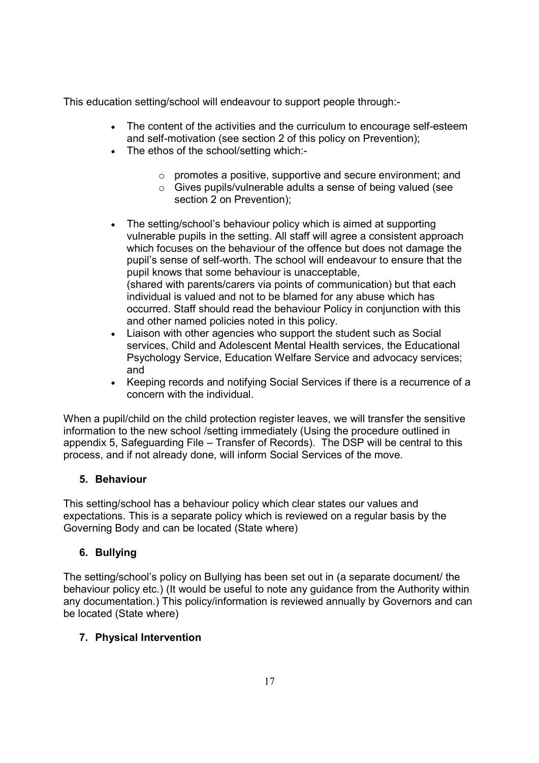This education setting/school will endeavour to support people through:-

- The content of the activities and the curriculum to encourage self-esteem and self-motivation (see section 2 of this policy on Prevention);
- The ethos of the school/setting which:-
  - promotes a positive, supportive and secure environment; and
  - Gives pupils/vulnerable adults a sense of being valued (see section 2 on Prevention);
- The setting/school's behaviour policy which is aimed at supporting vulnerable pupils in the setting. All staff will agree a consistent approach which focuses on the behaviour of the offence but does not damage the pupil's sense of self-worth. The school will endeavour to ensure that the pupil knows that some behaviour is unacceptable, (shared with parents/carers via points of communication) but that each individual is valued and not to be blamed for any abuse which has occurred. Staff should read the behaviour Policy in conjunction with this and other named policies noted in this policy.
- Liaison with other agencies who support the student such as Social services, Child and Adolescent Mental Health services, the Educational Psychology Service, Education Welfare Service and advocacy services; and
- Keeping records and notifying Social Services if there is a recurrence of a concern with the individual.

When a pupil/child on the child protection register leaves, we will transfer the sensitive information to the new school /setting immediately (Using the procedure outlined in appendix 5, Safeguarding File – Transfer of Records). The DSP will be central to this process, and if not already done, will inform Social Services of the move.

## 5. Behaviour

This setting/school has a behaviour policy which clear states our values and expectations. This is a separate policy which is reviewed on a regular basis by the Governing Body and can be located (State where)

## 6. Bullying

The setting/school's policy on Bullying has been set out in (a separate document/ the behaviour policy etc.) (It would be useful to note any guidance from the Authority within any documentation.) This policy/information is reviewed annually by Governors and can be located (State where)

## 7. Physical Intervention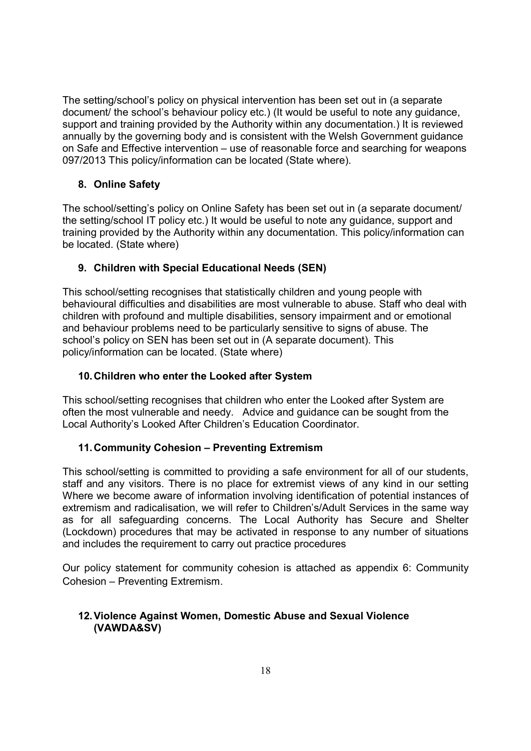The setting/school's policy on physical intervention has been set out in (a separate document/ the school's behaviour policy etc.) (It would be useful to note any guidance, support and training provided by the Authority within any documentation.) It is reviewed annually by the governing body and is consistent with the Welsh Government guidance on Safe and Effective intervention – use of reasonable force and searching for weapons 097/2013 This policy/information can be located (State where).

## 8. Online Safety

The school/setting's policy on Online Safety has been set out in (a separate document/ the setting/school IT policy etc.) It would be useful to note any guidance, support and training provided by the Authority within any documentation. This policy/information can be located. (State where)

## 9. Children with Special Educational Needs (SEN)

This school/setting recognises that statistically children and young people with behavioural difficulties and disabilities are most vulnerable to abuse. Staff who deal with children with profound and multiple disabilities, sensory impairment and or emotional and behaviour problems need to be particularly sensitive to signs of abuse. The school's policy on SEN has been set out in (A separate document). This policy/information can be located. (State where)

## 10. Children who enter the Looked after System

This school/setting recognises that children who enter the Looked after System are often the most vulnerable and needy. Advice and guidance can be sought from the Local Authority's Looked After Children's Education Coordinator.

## 11. Community Cohesion – Preventing Extremism

This school/setting is committed to providing a safe environment for all of our students, staff and any visitors. There is no place for extremist views of any kind in our setting Where we become aware of information involving identification of potential instances of extremism and radicalisation, we will refer to Children's/Adult Services in the same way as for all safeguarding concerns. The Local Authority has Secure and Shelter (Lockdown) procedures that may be activated in response to any number of situations and includes the requirement to carry out practice procedures

Our policy statement for community cohesion is attached as appendix 6: Community Cohesion – Preventing Extremism.

## 12. Violence Against Women, Domestic Abuse and Sexual Violence (VAWDA&SV)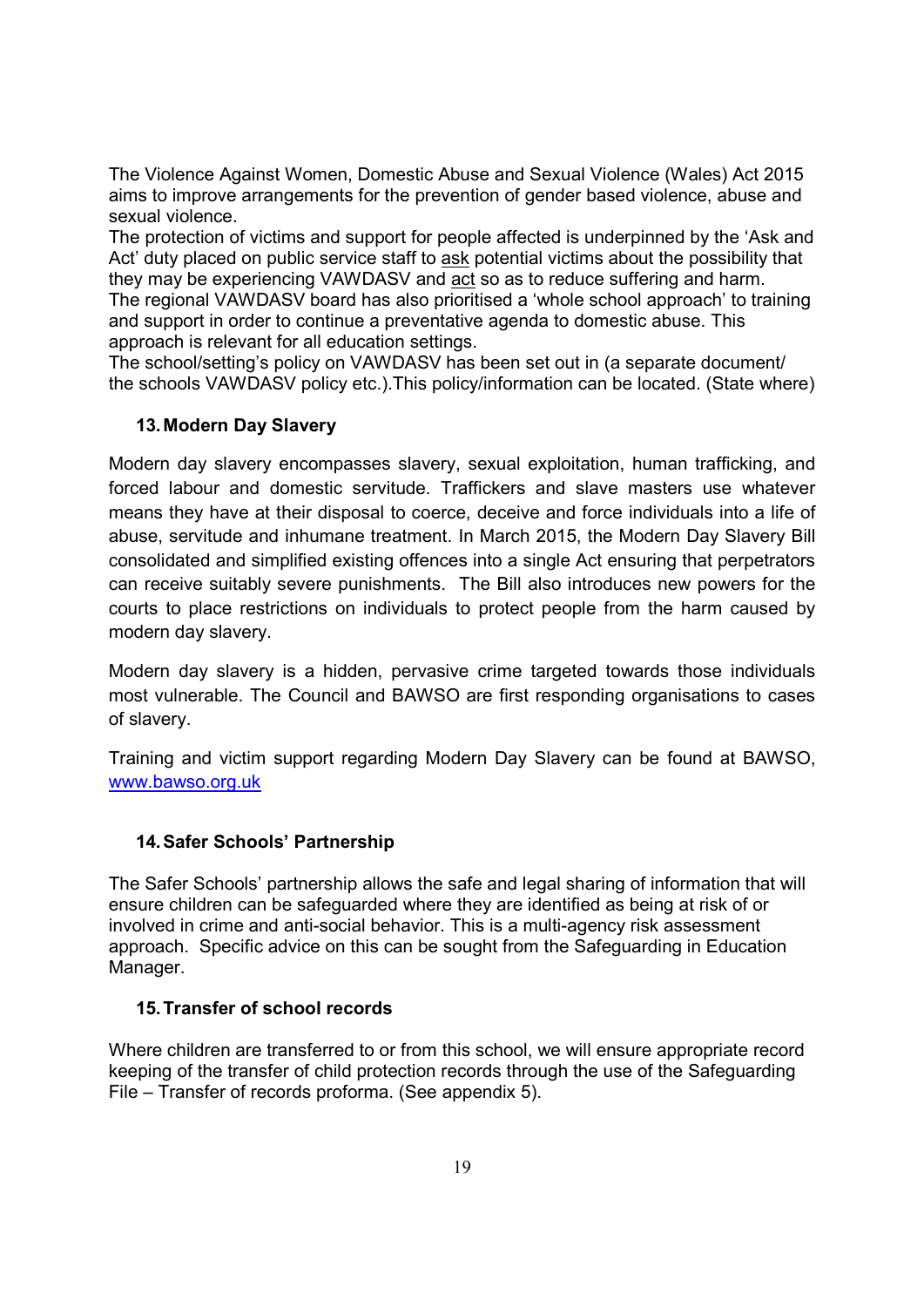The Violence Against Women, Domestic Abuse and Sexual Violence (Wales) Act 2015 aims to improve arrangements for the prevention of gender based violence, abuse and sexual violence.

The protection of victims and support for people affected is underpinned by the 'Ask and Act' duty placed on public service staff to ask potential victims about the possibility that they may be experiencing VAWDASV and act so as to reduce suffering and harm.

The regional VAWDASV board has also prioritised a 'whole school approach' to training and support in order to continue a preventative agenda to domestic abuse. This approach is relevant for all education settings.

The school/setting's policy on VAWDASV has been set out in (a separate document/ the schools VAWDASV policy etc.).This policy/information can be located. (State where)

## 13. Modern Day Slavery

Modern day slavery encompasses slavery, sexual exploitation, human trafficking, and forced labour and domestic servitude. Traffickers and slave masters use whatever means they have at their disposal to coerce, deceive and force individuals into a life of abuse, servitude and inhumane treatment. In March 2015, the Modern Day Slavery Bill consolidated and simplified existing offences into a single Act ensuring that perpetrators can receive suitably severe punishments. The Bill also introduces new powers for the courts to place restrictions on individuals to protect people from the harm caused by modern day slavery.

Modern day slavery is a hidden, pervasive crime targeted towards those individuals most vulnerable. The Council and BAWSO are first responding organisations to cases of slavery.

Training and victim support regarding Modern Day Slavery can be found at BAWSO, www.bawso.org.uk

## 14. Safer Schools' Partnership

The Safer Schools' partnership allows the safe and legal sharing of information that will ensure children can be safeguarded where they are identified as being at risk of or involved in crime and anti-social behavior. This is a multi-agency risk assessment approach. Specific advice on this can be sought from the Safeguarding in Education Manager.

## 15. Transfer of school records

Where children are transferred to or from this school, we will ensure appropriate record keeping of the transfer of child protection records through the use of the Safeguarding File – Transfer of records proforma. (See appendix 5).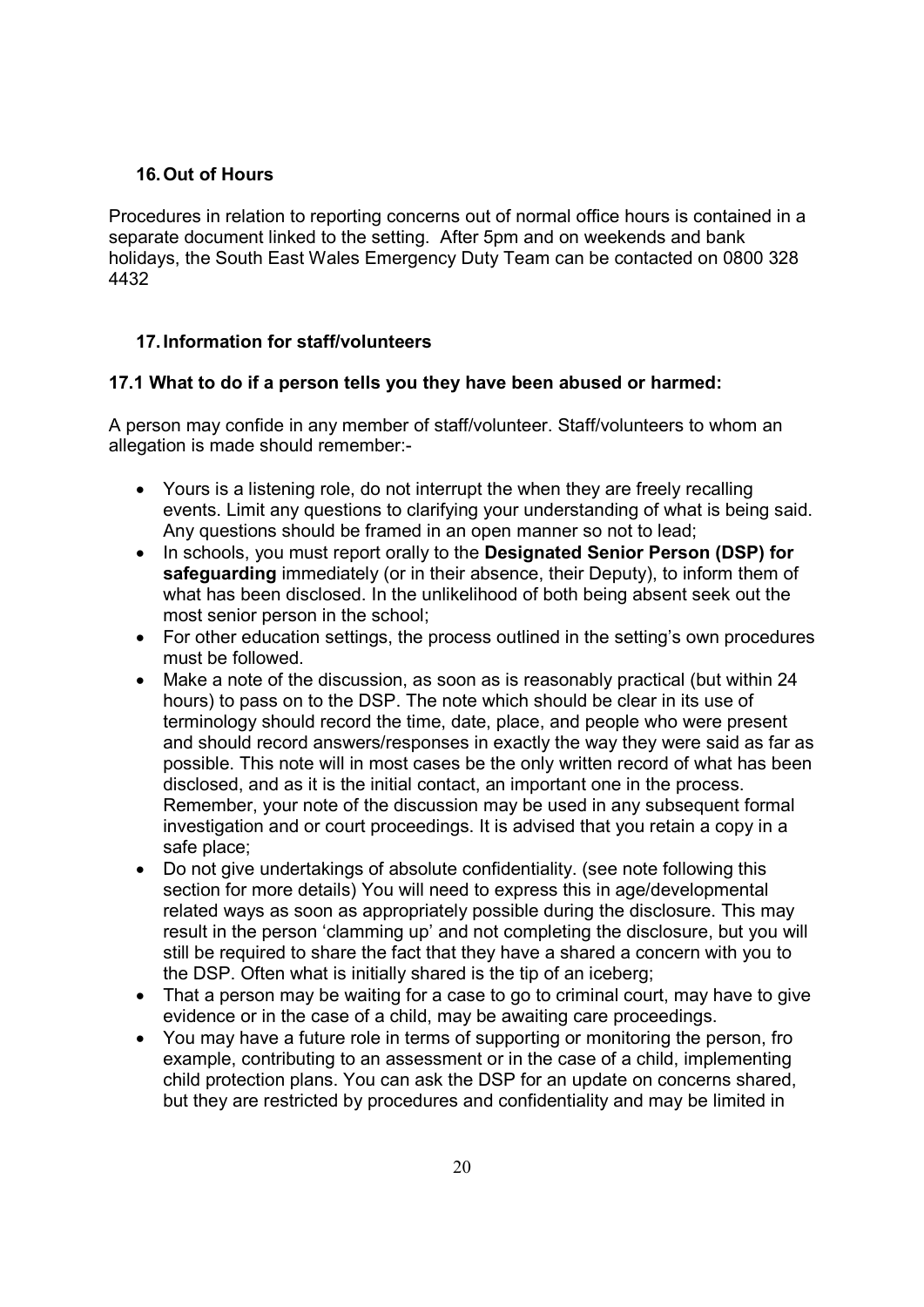## 16. Out of Hours

Procedures in relation to reporting concerns out of normal office hours is contained in a separate document linked to the setting. After 5pm and on weekends and bank holidays, the South East Wales Emergency Duty Team can be contacted on 0800 328 4432

## 17. Information for staff/volunteers

### 17.1 What to do if a person tells you they have been abused or harmed:

A person may confide in any member of staff/volunteer. Staff/volunteers to whom an allegation is made should remember:-

- Yours is a listening role, do not interrupt the when they are freely recalling events. Limit any questions to clarifying your understanding of what is being said. Any questions should be framed in an open manner so not to lead;
- In schools, you must report orally to the **Designated Senior Person (DSP) for safeguarding** immediately (or in their absence, their Deputy), to inform them of what has been disclosed. In the unlikelihood of both being absent seek out the most senior person in the school;
- For other education settings, the process outlined in the setting's own procedures must be followed.
- Make a note of the discussion, as soon as is reasonably practical (but within 24 hours) to pass on to the DSP. The note which should be clear in its use of terminology should record the time, date, place, and people who were present and should record answers/responses in exactly the way they were said as far as possible. This note will in most cases be the only written record of what has been disclosed, and as it is the initial contact, an important one in the process. Remember, your note of the discussion may be used in any subsequent formal investigation and or court proceedings. It is advised that you retain a copy in a safe place;
- Do not give undertakings of absolute confidentiality. (see note following this section for more details) You will need to express this in age/developmental related ways as soon as appropriately possible during the disclosure. This may result in the person 'clamming up' and not completing the disclosure, but you will still be required to share the fact that they have a shared a concern with you to the DSP. Often what is initially shared is the tip of an iceberg;
- That a person may be waiting for a case to go to criminal court, may have to give evidence or in the case of a child, may be awaiting care proceedings.
- You may have a future role in terms of supporting or monitoring the person, fro example, contributing to an assessment or in the case of a child, implementing child protection plans. You can ask the DSP for an update on concerns shared, but they are restricted by procedures and confidentiality and may be limited in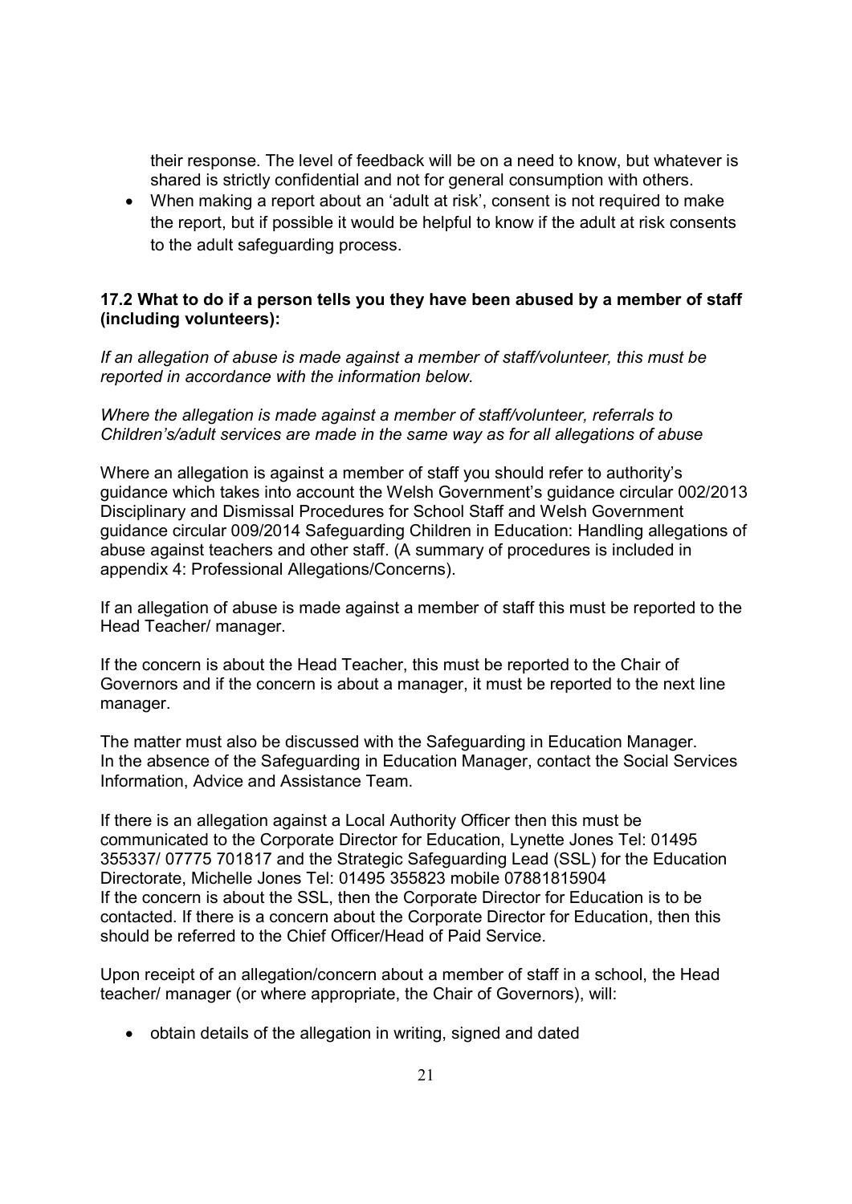their response. The level of feedback will be on a need to know, but whatever is shared is strictly confidential and not for general consumption with others.

- When making a report about an 'adult at risk', consent is not required to make the report, but if possible it would be helpful to know if the adult at risk consents to the adult safeguarding process.

### 17.2 What to do if a person tells you they have been abused by a member of staff (including volunteers):

*If an allegation of abuse is made against a member of staff/volunteer, this must be reported in accordance with the information below.*

*Where the allegation is made against a member of staff/volunteer, referrals to Children's/adult services are made in the same way as for all allegations of abuse*

Where an allegation is against a member of staff you should refer to authority's guidance which takes into account the Welsh Government's guidance circular 002/2013 Disciplinary and Dismissal Procedures for School Staff and Welsh Government guidance circular 009/2014 Safeguarding Children in Education: Handling allegations of abuse against teachers and other staff. (A summary of procedures is included in appendix 4: Professional Allegations/Concerns).

If an allegation of abuse is made against a member of staff this must be reported to the Head Teacher/ manager.

If the concern is about the Head Teacher, this must be reported to the Chair of Governors and if the concern is about a manager, it must be reported to the next line manager.

The matter must also be discussed with the Safeguarding in Education Manager. In the absence of the Safeguarding in Education Manager, contact the Social Services Information, Advice and Assistance Team.

If there is an allegation against a Local Authority Officer then this must be communicated to the Corporate Director for Education, Lynette Jones Tel: 01495 355337/ 07775 701817 and the Strategic Safeguarding Lead (SSL) for the Education Directorate, Michelle Jones Tel: 01495 355823 mobile 07881815904
If the concern is about the SSL, then the Corporate Director for Education is to be contacted. If there is a concern about the Corporate Director for Education, then this should be referred to the Chief Officer/Head of Paid Service.

Upon receipt of an allegation/concern about a member of staff in a school, the Head teacher/ manager (or where appropriate, the Chair of Governors), will:

- obtain details of the allegation in writing, signed and dated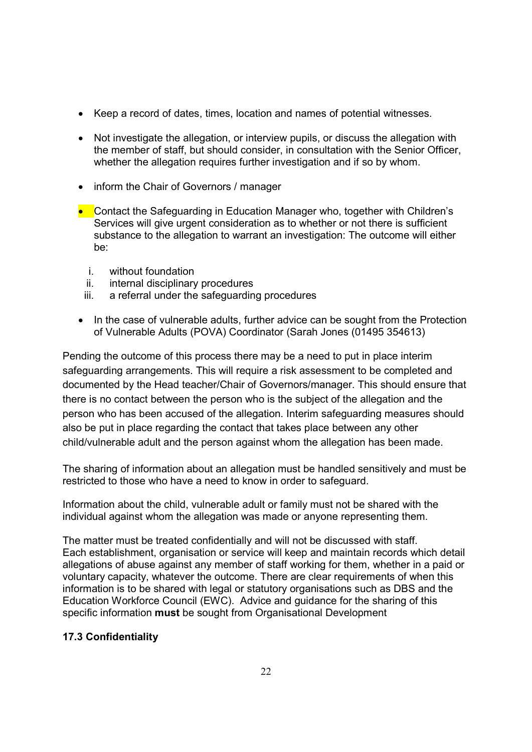- Keep a record of dates, times, location and names of potential witnesses.
- Not investigate the allegation, or interview pupils, or discuss the allegation with the member of staff, but should consider, in consultation with the Senior Officer, whether the allegation requires further investigation and if so by whom.
- inform the Chair of Governors / manager
- Contact the Safeguarding in Education Manager who, together with Children's Services will give urgent consideration as to whether or not there is sufficient substance to the allegation to warrant an investigation: The outcome will either be:
    1. without foundation
    2. internal disciplinary procedures
    3. a referral under the safeguarding procedures
- In the case of vulnerable adults, further advice can be sought from the Protection of Vulnerable Adults (POVA) Coordinator (Sarah Jones (01495 354613)

Pending the outcome of this process there may be a need to put in place interim safeguarding arrangements. This will require a risk assessment to be completed and documented by the Head teacher/Chair of Governors/manager. This should ensure that there is no contact between the person who is the subject of the allegation and the person who has been accused of the allegation. Interim safeguarding measures should also be put in place regarding the contact that takes place between any other child/vulnerable adult and the person against whom the allegation has been made.

The sharing of information about an allegation must be handled sensitively and must be restricted to those who have a need to know in order to safeguard.

Information about the child, vulnerable adult or family must not be shared with the individual against whom the allegation was made or anyone representing them.

The matter must be treated confidentially and will not be discussed with staff. Each establishment, organisation or service will keep and maintain records which detail allegations of abuse against any member of staff working for them, whether in a paid or voluntary capacity, whatever the outcome. There are clear requirements of when this information is to be shared with legal or statutory organisations such as DBS and the Education Workforce Council (EWC). Advice and guidance for the sharing of this specific information **must** be sought from Organisational Development

### 17.3 Confidentiality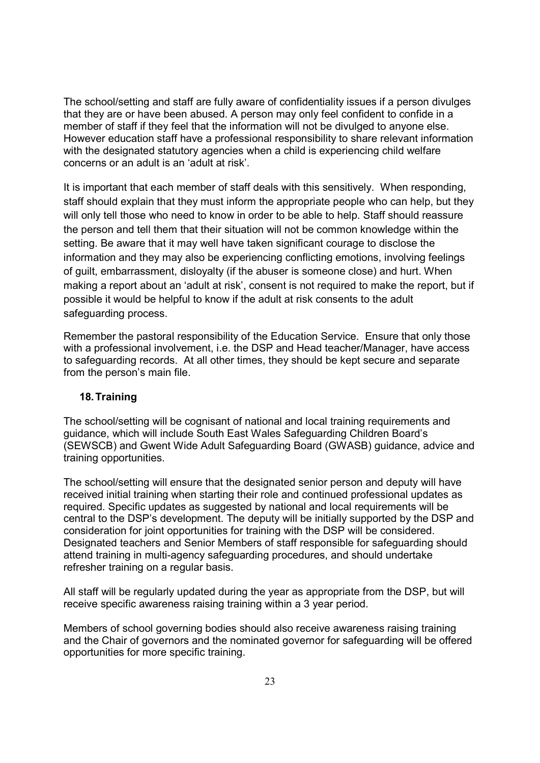The school/setting and staff are fully aware of confidentiality issues if a person divulges that they are or have been abused. A person may only feel confident to confide in a member of staff if they feel that the information will not be divulged to anyone else. However education staff have a professional responsibility to share relevant information with the designated statutory agencies when a child is experiencing child welfare concerns or an adult is an 'adult at risk'.

It is important that each member of staff deals with this sensitively. When responding, staff should explain that they must inform the appropriate people who can help, but they will only tell those who need to know in order to be able to help. Staff should reassure the person and tell them that their situation will not be common knowledge within the setting. Be aware that it may well have taken significant courage to disclose the information and they may also be experiencing conflicting emotions, involving feelings of guilt, embarrassment, disloyalty (if the abuser is someone close) and hurt. When making a report about an 'adult at risk', consent is not required to make the report, but if possible it would be helpful to know if the adult at risk consents to the adult safeguarding process.

Remember the pastoral responsibility of the Education Service. Ensure that only those with a professional involvement, i.e. the DSP and Head teacher/Manager, have access to safeguarding records. At all other times, they should be kept secure and separate from the person's main file.

## 18. Training

The school/setting will be cognisant of national and local training requirements and guidance, which will include South East Wales Safeguarding Children Board's (SEWSCB) and Gwent Wide Adult Safeguarding Board (GWASB) guidance, advice and training opportunities.

The school/setting will ensure that the designated senior person and deputy will have received initial training when starting their role and continued professional updates as required. Specific updates as suggested by national and local requirements will be central to the DSP's development. The deputy will be initially supported by the DSP and consideration for joint opportunities for training with the DSP will be considered. Designated teachers and Senior Members of staff responsible for safeguarding should attend training in multi-agency safeguarding procedures, and should undertake refresher training on a regular basis.

All staff will be regularly updated during the year as appropriate from the DSP, but will receive specific awareness raising training within a 3 year period.

Members of school governing bodies should also receive awareness raising training and the Chair of governors and the nominated governor for safeguarding will be offered opportunities for more specific training.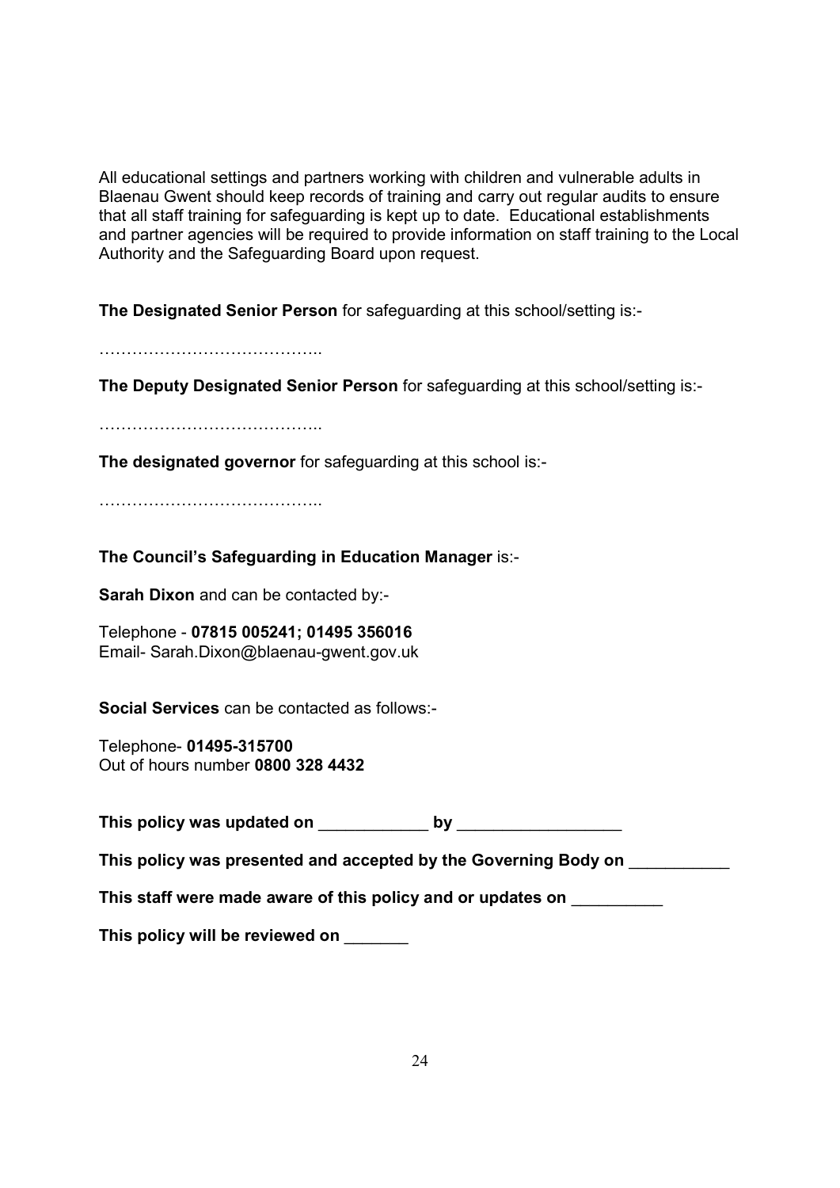All educational settings and partners working with children and vulnerable adults in Blaenau Gwent should keep records of training and carry out regular audits to ensure that all staff training for safeguarding is kept up to date. Educational establishments and partner agencies will be required to provide information on staff training to the Local Authority and the Safeguarding Board upon request.

**The Designated Senior Person** for safeguarding at this school/setting is:-

…………………………………..

**The Deputy Designated Senior Person** for safeguarding at this school/setting is:-

…………………………………..

**The designated governor** for safeguarding at this school is:-

…………………………………..

**The Council's Safeguarding in Education Manager** is:-

**Sarah Dixon** and can be contacted by:-

Telephone - **07815 005241; 01495 356016**
Email- Sarah.Dixon@blaenau-gwent.gov.uk

**Social Services** can be contacted as follows:-

Telephone- **01495-315700**
Out of hours number **0800 328 4432**

**This policy was updated on ____________ by _________________**

**This policy was presented and accepted by the Governing Body on ___________**

**This staff were made aware of this policy and or updates on __________**

**This policy will be reviewed on _______**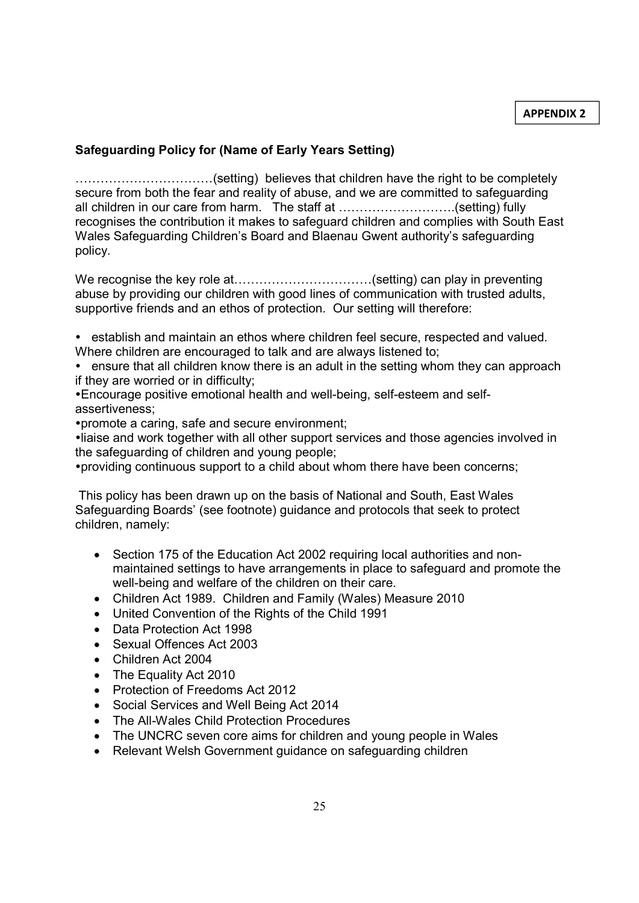**APPENDIX 2**

**Safeguarding Policy for (Name of Early Years Setting)**

……………………………(setting) believes that children have the right to be completely secure from both the fear and reality of abuse, and we are committed to safeguarding all children in our care from harm. The staff at ……………………….(setting) fully recognises the contribution it makes to safeguard children and complies with South East Wales Safeguarding Children's Board and Blaenau Gwent authority's safeguarding policy.

We recognise the key role at……………………………(setting) can play in preventing abuse by providing our children with good lines of communication with trusted adults, supportive friends and an ethos of protection. Our setting will therefore:

- establish and maintain an ethos where children feel secure, respected and valued. Where children are encouraged to talk and are always listened to;
- ensure that all children know there is an adult in the setting whom they can approach if they are worried or in difficulty;
- Encourage positive emotional health and well-being, self-esteem and self-assertiveness;
- promote a caring, safe and secure environment;
- liaise and work together with all other support services and those agencies involved in the safeguarding of children and young people;
- providing continuous support to a child about whom there have been concerns;

This policy has been drawn up on the basis of National and South, East Wales Safeguarding Boards' (see footnote) guidance and protocols that seek to protect children, namely:

- Section 175 of the Education Act 2002 requiring local authorities and non-maintained settings to have arrangements in place to safeguard and promote the well-being and welfare of the children on their care.
- Children Act 1989. Children and Family (Wales) Measure 2010
- United Convention of the Rights of the Child 1991
- Data Protection Act 1998
- Sexual Offences Act 2003
- Children Act 2004
- The Equality Act 2010
- Protection of Freedoms Act 2012
- Social Services and Well Being Act 2014
- The All-Wales Child Protection Procedures
- The UNCRC seven core aims for children and young people in Wales
- Relevant Welsh Government guidance on safeguarding children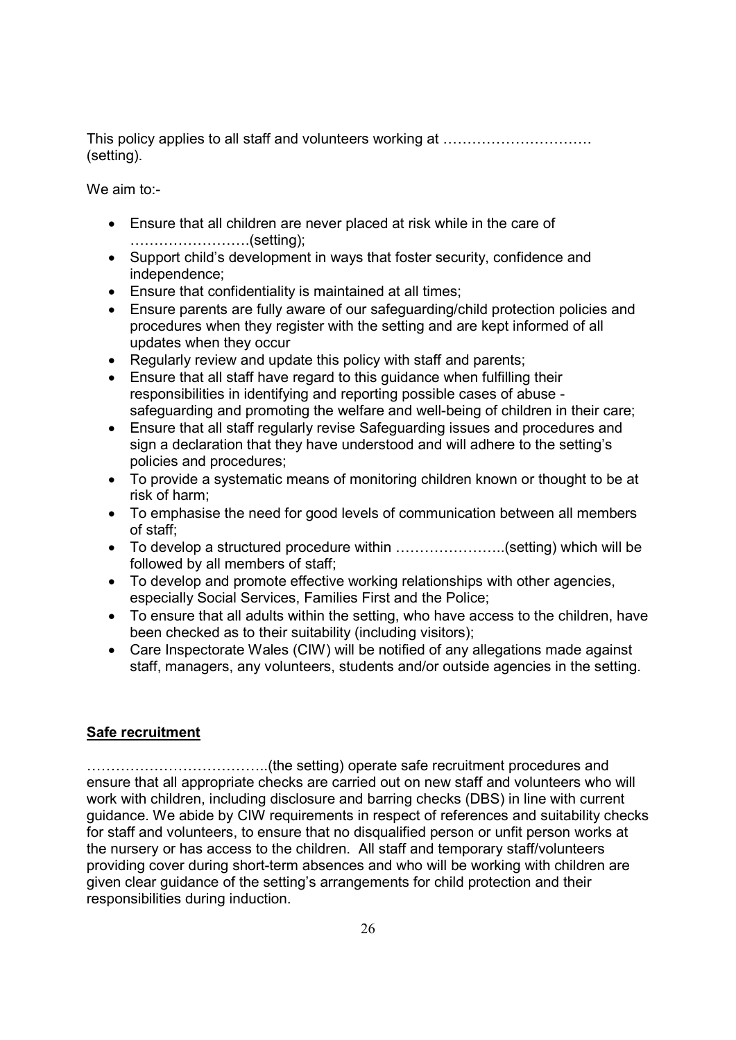This policy applies to all staff and volunteers working at ………………………… (setting).

We aim to:-

- Ensure that all children are never placed at risk while in the care of …………………….(setting);
- Support child's development in ways that foster security, confidence and independence;
- Ensure that confidentiality is maintained at all times;
- Ensure parents are fully aware of our safeguarding/child protection policies and procedures when they register with the setting and are kept informed of all updates when they occur
- Regularly review and update this policy with staff and parents;
- Ensure that all staff have regard to this guidance when fulfilling their responsibilities in identifying and reporting possible cases of abuse - safeguarding and promoting the welfare and well-being of children in their care;
- Ensure that all staff regularly revise Safeguarding issues and procedures and sign a declaration that they have understood and will adhere to the setting's policies and procedures;
- To provide a systematic means of monitoring children known or thought to be at risk of harm;
- To emphasise the need for good levels of communication between all members of staff;
- To develop a structured procedure within …………………..(setting) which will be followed by all members of staff;
- To develop and promote effective working relationships with other agencies, especially Social Services, Families First and the Police;
- To ensure that all adults within the setting, who have access to the children, have been checked as to their suitability (including visitors);
- Care Inspectorate Wales (CIW) will be notified of any allegations made against staff, managers, any volunteers, students and/or outside agencies in the setting.

**Safe recruitment**

………………………………..(the setting) operate safe recruitment procedures and ensure that all appropriate checks are carried out on new staff and volunteers who will work with children, including disclosure and barring checks (DBS) in line with current guidance. We abide by CIW requirements in respect of references and suitability checks for staff and volunteers, to ensure that no disqualified person or unfit person works at the nursery or has access to the children. All staff and temporary staff/volunteers providing cover during short-term absences and who will be working with children are given clear guidance of the setting's arrangements for child protection and their responsibilities during induction.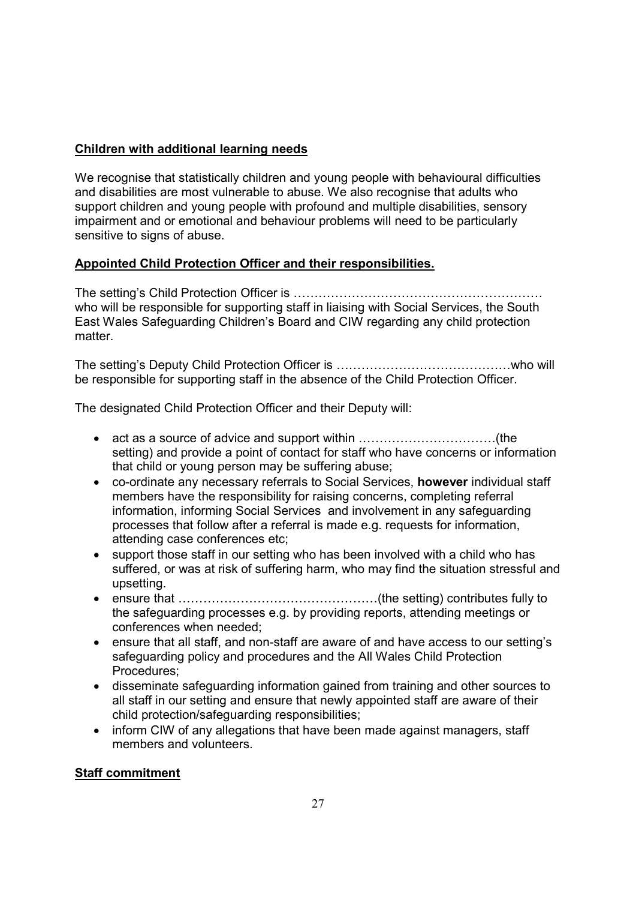**Children with additional learning needs**

We recognise that statistically children and young people with behavioural difficulties and disabilities are most vulnerable to abuse. We also recognise that adults who support children and young people with profound and multiple disabilities, sensory impairment and or emotional and behaviour problems will need to be particularly sensitive to signs of abuse.

**Appointed Child Protection Officer and their responsibilities.**

The setting's Child Protection Officer is …………………………………………………… who will be responsible for supporting staff in liaising with Social Services, the South East Wales Safeguarding Children's Board and CIW regarding any child protection matter.

The setting's Deputy Child Protection Officer is ……………………………………who will be responsible for supporting staff in the absence of the Child Protection Officer.

The designated Child Protection Officer and their Deputy will:

- act as a source of advice and support within ……………………………(the setting) and provide a point of contact for staff who have concerns or information that child or young person may be suffering abuse;
- co-ordinate any necessary referrals to Social Services, **however** individual staff members have the responsibility for raising concerns, completing referral information, informing Social Services and involvement in any safeguarding processes that follow after a referral is made e.g. requests for information, attending case conferences etc;
- support those staff in our setting who has been involved with a child who has suffered, or was at risk of suffering harm, who may find the situation stressful and upsetting.
- ensure that …………………………………………(the setting) contributes fully to the safeguarding processes e.g. by providing reports, attending meetings or conferences when needed;
- ensure that all staff, and non-staff are aware of and have access to our setting's safeguarding policy and procedures and the All Wales Child Protection Procedures;
- disseminate safeguarding information gained from training and other sources to all staff in our setting and ensure that newly appointed staff are aware of their child protection/safeguarding responsibilities;
- inform CIW of any allegations that have been made against managers, staff members and volunteers.

**Staff commitment**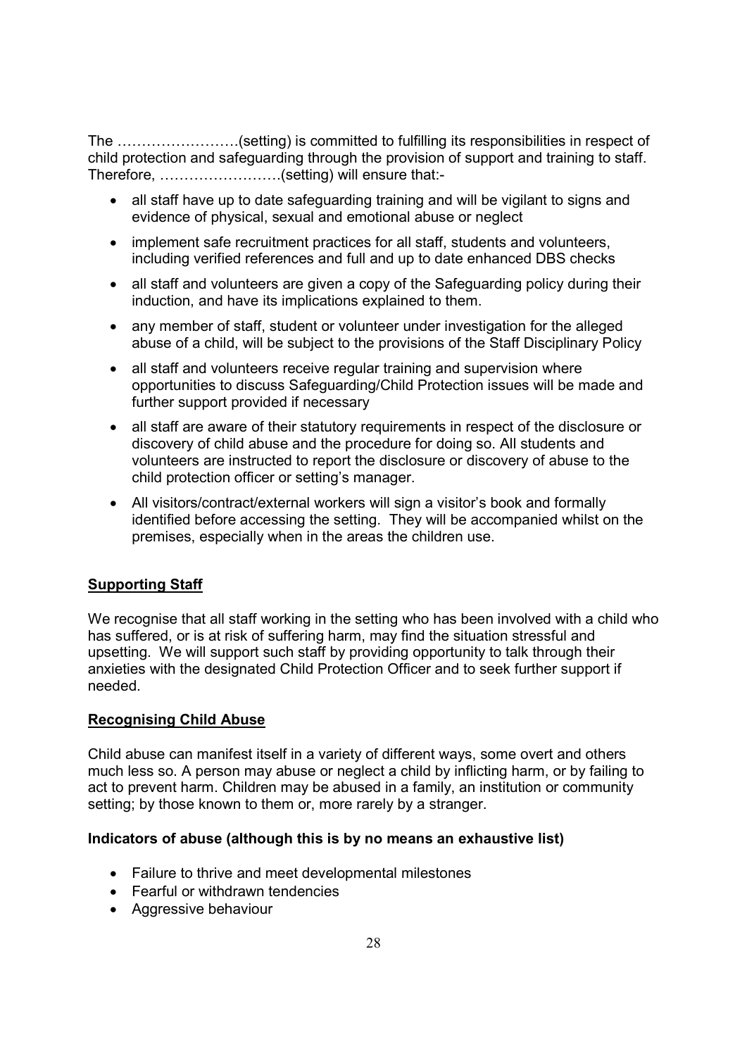The …………………….(setting) is committed to fulfilling its responsibilities in respect of child protection and safeguarding through the provision of support and training to staff. Therefore, …………………….(setting) will ensure that:-

- all staff have up to date safeguarding training and will be vigilant to signs and evidence of physical, sexual and emotional abuse or neglect
- implement safe recruitment practices for all staff, students and volunteers, including verified references and full and up to date enhanced DBS checks
- all staff and volunteers are given a copy of the Safeguarding policy during their induction, and have its implications explained to them.
- any member of staff, student or volunteer under investigation for the alleged abuse of a child, will be subject to the provisions of the Staff Disciplinary Policy
- all staff and volunteers receive regular training and supervision where opportunities to discuss Safeguarding/Child Protection issues will be made and further support provided if necessary
- all staff are aware of their statutory requirements in respect of the disclosure or discovery of child abuse and the procedure for doing so. All students and volunteers are instructed to report the disclosure or discovery of abuse to the child protection officer or setting's manager.
- All visitors/contract/external workers will sign a visitor's book and formally identified before accessing the setting. They will be accompanied whilst on the premises, especially when in the areas the children use.

## Supporting Staff

We recognise that all staff working in the setting who has been involved with a child who has suffered, or is at risk of suffering harm, may find the situation stressful and upsetting. We will support such staff by providing opportunity to talk through their anxieties with the designated Child Protection Officer and to seek further support if needed.

## Recognising Child Abuse

Child abuse can manifest itself in a variety of different ways, some overt and others much less so. A person may abuse or neglect a child by inflicting harm, or by failing to act to prevent harm. Children may be abused in a family, an institution or community setting; by those known to them or, more rarely by a stranger.

### Indicators of abuse (although this is by no means an exhaustive list)

- Failure to thrive and meet developmental milestones
- Fearful or withdrawn tendencies
- Aggressive behaviour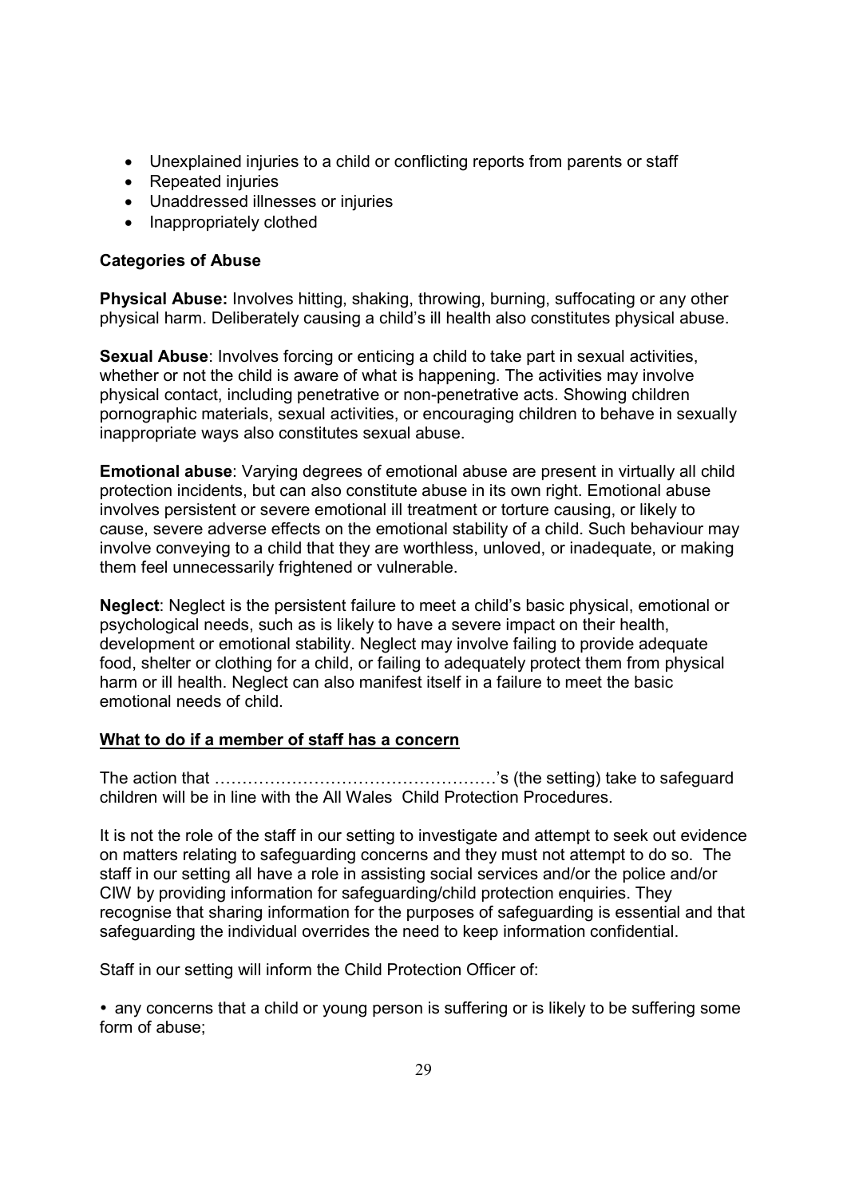- Unexplained injuries to a child or conflicting reports from parents or staff
- Repeated injuries
- Unaddressed illnesses or injuries
- Inappropriately clothed

**Categories of Abuse**

**Physical Abuse:** Involves hitting, shaking, throwing, burning, suffocating or any other physical harm. Deliberately causing a child's ill health also constitutes physical abuse.

**Sexual Abuse**: Involves forcing or enticing a child to take part in sexual activities, whether or not the child is aware of what is happening. The activities may involve physical contact, including penetrative or non-penetrative acts. Showing children pornographic materials, sexual activities, or encouraging children to behave in sexually inappropriate ways also constitutes sexual abuse.

**Emotional abuse**: Varying degrees of emotional abuse are present in virtually all child protection incidents, but can also constitute abuse in its own right. Emotional abuse involves persistent or severe emotional ill treatment or torture causing, or likely to cause, severe adverse effects on the emotional stability of a child. Such behaviour may involve conveying to a child that they are worthless, unloved, or inadequate, or making them feel unnecessarily frightened or vulnerable.

**Neglect**: Neglect is the persistent failure to meet a child's basic physical, emotional or psychological needs, such as is likely to have a severe impact on their health, development or emotional stability. Neglect may involve failing to provide adequate food, shelter or clothing for a child, or failing to adequately protect them from physical harm or ill health. Neglect can also manifest itself in a failure to meet the basic emotional needs of child.

**<u>What to do if a member of staff has a concern</u>**

The action that ……………………………………………'s (the setting) take to safeguard children will be in line with the All Wales Child Protection Procedures.

It is not the role of the staff in our setting to investigate and attempt to seek out evidence on matters relating to safeguarding concerns and they must not attempt to do so. The staff in our setting all have a role in assisting social services and/or the police and/or CIW by providing information for safeguarding/child protection enquiries. They recognise that sharing information for the purposes of safeguarding is essential and that safeguarding the individual overrides the need to keep information confidential.

Staff in our setting will inform the Child Protection Officer of:

- any concerns that a child or young person is suffering or is likely to be suffering some form of abuse;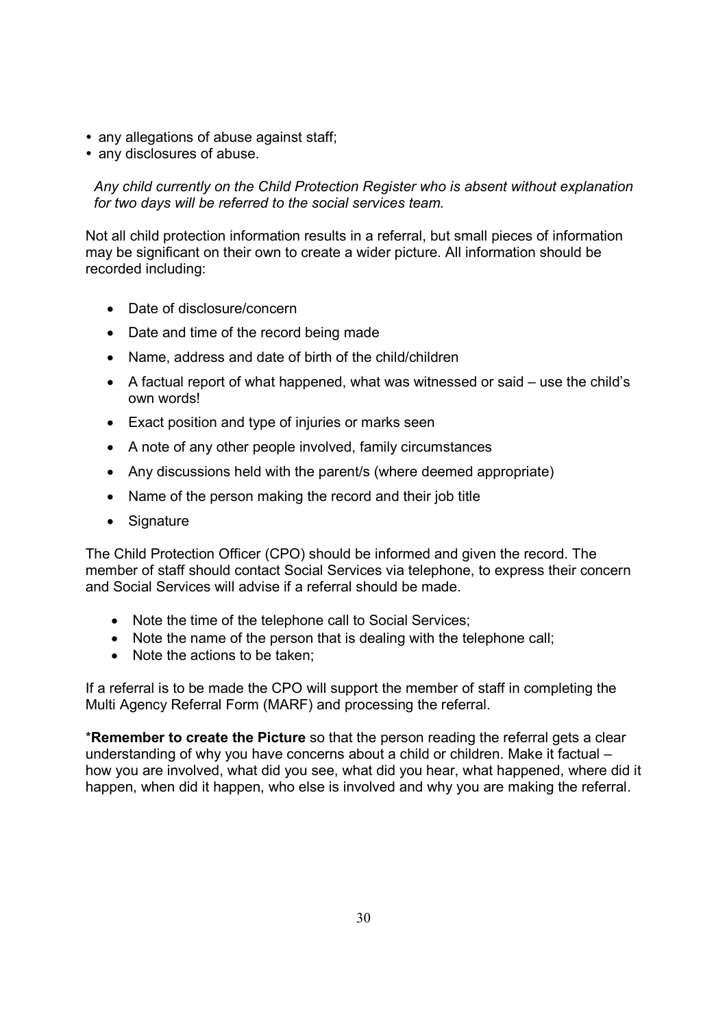- any allegations of abuse against staff;
- any disclosures of abuse.

*Any child currently on the Child Protection Register who is absent without explanation for two days will be referred to the social services team.*

Not all child protection information results in a referral, but small pieces of information may be significant on their own to create a wider picture. All information should be recorded including:

- Date of disclosure/concern
- Date and time of the record being made
- Name, address and date of birth of the child/children
- A factual report of what happened, what was witnessed or said – use the child's own words!
- Exact position and type of injuries or marks seen
- A note of any other people involved, family circumstances
- Any discussions held with the parent/s (where deemed appropriate)
- Name of the person making the record and their job title
- Signature

The Child Protection Officer (CPO) should be informed and given the record. The member of staff should contact Social Services via telephone, to express their concern and Social Services will advise if a referral should be made.

- Note the time of the telephone call to Social Services;
- Note the name of the person that is dealing with the telephone call;
- Note the actions to be taken;

If a referral is to be made the CPO will support the member of staff in completing the Multi Agency Referral Form (MARF) and processing the referral.

*__Remember to create the Picture__ so that the person reading the referral gets a clear understanding of why you have concerns about a child or children. Make it factual – how you are involved, what did you see, what did you hear, what happened, where did it happen, when did it happen, who else is involved and why you are making the referral.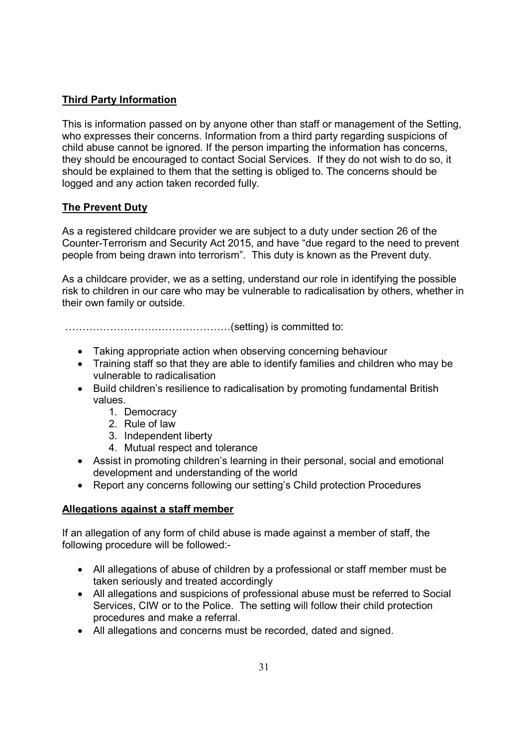**Third Party Information**

This is information passed on by anyone other than staff or management of the Setting, who expresses their concerns. Information from a third party regarding suspicions of child abuse cannot be ignored. If the person imparting the information has concerns, they should be encouraged to contact Social Services. If they do not wish to do so, it should be explained to them that the setting is obliged to. The concerns should be logged and any action taken recorded fully.

**The Prevent Duty**

As a registered childcare provider we are subject to a duty under section 26 of the Counter-Terrorism and Security Act 2015, and have "due regard to the need to prevent people from being drawn into terrorism". This duty is known as the Prevent duty.

As a childcare provider, we as a setting, understand our role in identifying the possible risk to children in our care who may be vulnerable to radicalisation by others, whether in their own family or outside.

…………………………………………(setting) is committed to:

- Taking appropriate action when observing concerning behaviour
- Training staff so that they are able to identify families and children who may be vulnerable to radicalisation
- Build children's resilience to radicalisation by promoting fundamental British values.
  1. Democracy
  2. Rule of law
  3. Independent liberty
  4. Mutual respect and tolerance
- Assist in promoting children's learning in their personal, social and emotional development and understanding of the world
- Report any concerns following our setting's Child protection Procedures

**Allegations against a staff member**

If an allegation of any form of child abuse is made against a member of staff, the following procedure will be followed:-

- All allegations of abuse of children by a professional or staff member must be taken seriously and treated accordingly
- All allegations and suspicions of professional abuse must be referred to Social Services, CIW or to the Police. The setting will follow their child protection procedures and make a referral.
- All allegations and concerns must be recorded, dated and signed.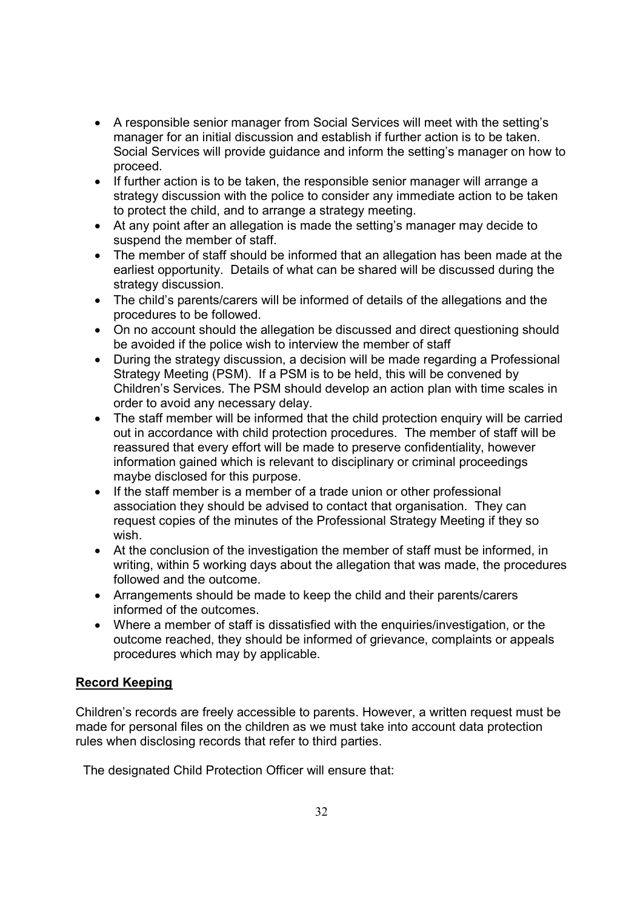- A responsible senior manager from Social Services will meet with the setting's manager for an initial discussion and establish if further action is to be taken. Social Services will provide guidance and inform the setting's manager on how to proceed.
- If further action is to be taken, the responsible senior manager will arrange a strategy discussion with the police to consider any immediate action to be taken to protect the child, and to arrange a strategy meeting.
- At any point after an allegation is made the setting's manager may decide to suspend the member of staff.
- The member of staff should be informed that an allegation has been made at the earliest opportunity. Details of what can be shared will be discussed during the strategy discussion.
- The child's parents/carers will be informed of details of the allegations and the procedures to be followed.
- On no account should the allegation be discussed and direct questioning should be avoided if the police wish to interview the member of staff
- During the strategy discussion, a decision will be made regarding a Professional Strategy Meeting (PSM). If a PSM is to be held, this will be convened by Children's Services. The PSM should develop an action plan with time scales in order to avoid any necessary delay.
- The staff member will be informed that the child protection enquiry will be carried out in accordance with child protection procedures. The member of staff will be reassured that every effort will be made to preserve confidentiality, however information gained which is relevant to disciplinary or criminal proceedings maybe disclosed for this purpose.
- If the staff member is a member of a trade union or other professional association they should be advised to contact that organisation. They can request copies of the minutes of the Professional Strategy Meeting if they so wish.
- At the conclusion of the investigation the member of staff must be informed, in writing, within 5 working days about the allegation that was made, the procedures followed and the outcome.
- Arrangements should be made to keep the child and their parents/carers informed of the outcomes.
- Where a member of staff is dissatisfied with the enquiries/investigation, or the outcome reached, they should be informed of grievance, complaints or appeals procedures which may by applicable.

**Record Keeping**

Children's records are freely accessible to parents. However, a written request must be made for personal files on the children as we must take into account data protection rules when disclosing records that refer to third parties.

The designated Child Protection Officer will ensure that: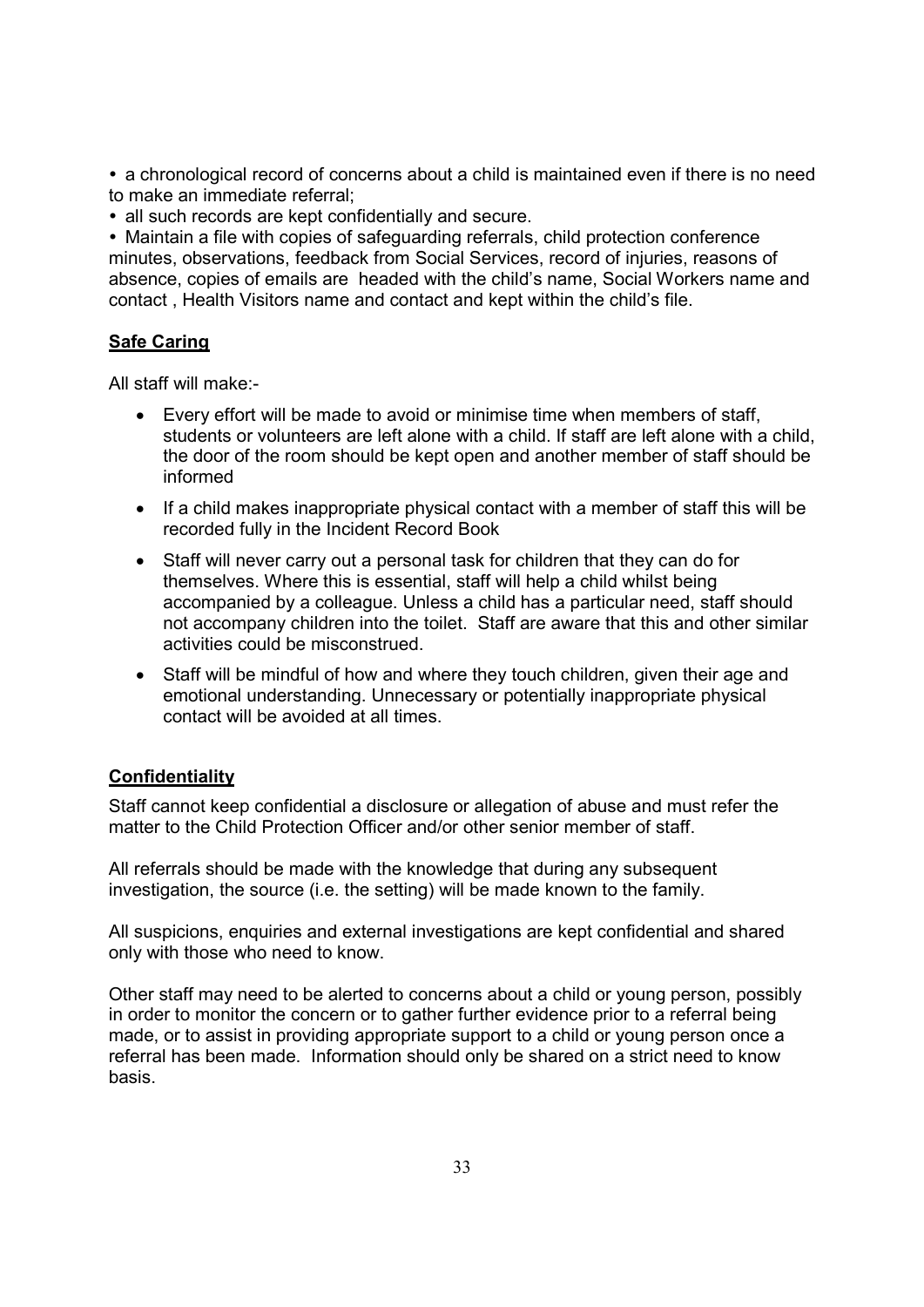- a chronological record of concerns about a child is maintained even if there is no need to make an immediate referral;
- all such records are kept confidentially and secure.
- Maintain a file with copies of safeguarding referrals, child protection conference minutes, observations, feedback from Social Services, record of injuries, reasons of absence, copies of emails are headed with the child's name, Social Workers name and contact , Health Visitors name and contact and kept within the child's file.

## **Safe Caring**

All staff will make:-

- Every effort will be made to avoid or minimise time when members of staff, students or volunteers are left alone with a child. If staff are left alone with a child, the door of the room should be kept open and another member of staff should be informed
- If a child makes inappropriate physical contact with a member of staff this will be recorded fully in the Incident Record Book
- Staff will never carry out a personal task for children that they can do for themselves. Where this is essential, staff will help a child whilst being accompanied by a colleague. Unless a child has a particular need, staff should not accompany children into the toilet. Staff are aware that this and other similar activities could be misconstrued.
- Staff will be mindful of how and where they touch children, given their age and emotional understanding. Unnecessary or potentially inappropriate physical contact will be avoided at all times.

## **Confidentiality**

Staff cannot keep confidential a disclosure or allegation of abuse and must refer the matter to the Child Protection Officer and/or other senior member of staff.

All referrals should be made with the knowledge that during any subsequent investigation, the source (i.e. the setting) will be made known to the family.

All suspicions, enquiries and external investigations are kept confidential and shared only with those who need to know.

Other staff may need to be alerted to concerns about a child or young person, possibly in order to monitor the concern or to gather further evidence prior to a referral being made, or to assist in providing appropriate support to a child or young person once a referral has been made. Information should only be shared on a strict need to know basis.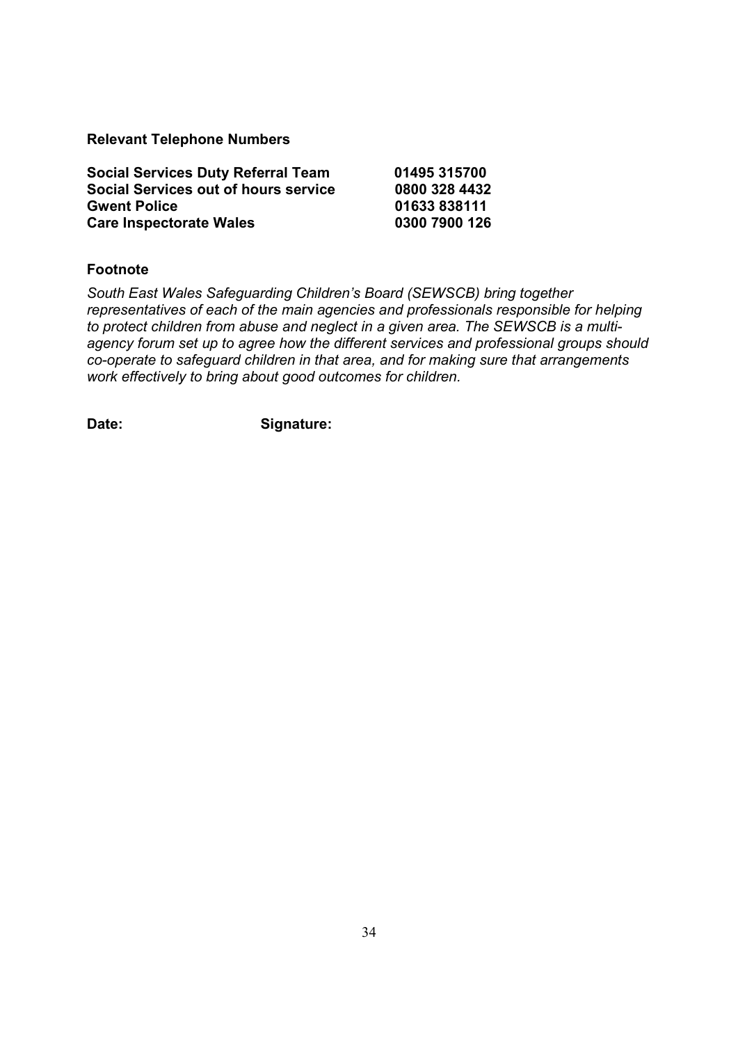**Relevant Telephone Numbers**

| | |
|---|---|
| **Social Services Duty Referral Team** | **01495 315700** |
| **Social Services out of hours service** | **0800 328 4432** |
| **Gwent Police** | **01633 838111** |
| **Care Inspectorate Wales** | **0300 7900 126** |

## Footnote

*South East Wales Safeguarding Children's Board (SEWSCB) bring together representatives of each of the main agencies and professionals responsible for helping to protect children from abuse and neglect in a given area. The SEWSCB is a multi-agency forum set up to agree how the different services and professional groups should co-operate to safeguard children in that area, and for making sure that arrangements work effectively to bring about good outcomes for children.*

**Date:** **Signature:**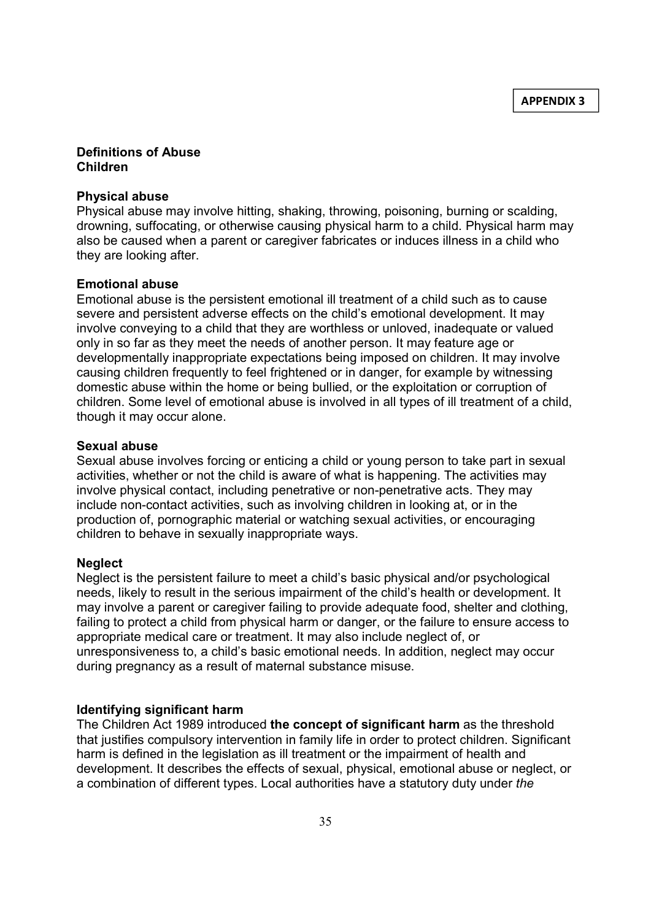**APPENDIX 3**

**Definitions of Abuse**
**Children**

**Physical abuse**
Physical abuse may involve hitting, shaking, throwing, poisoning, burning or scalding, drowning, suffocating, or otherwise causing physical harm to a child. Physical harm may also be caused when a parent or caregiver fabricates or induces illness in a child who they are looking after.

**Emotional abuse**
Emotional abuse is the persistent emotional ill treatment of a child such as to cause severe and persistent adverse effects on the child's emotional development. It may involve conveying to a child that they are worthless or unloved, inadequate or valued only in so far as they meet the needs of another person. It may feature age or developmentally inappropriate expectations being imposed on children. It may involve causing children frequently to feel frightened or in danger, for example by witnessing domestic abuse within the home or being bullied, or the exploitation or corruption of children. Some level of emotional abuse is involved in all types of ill treatment of a child, though it may occur alone.

**Sexual abuse**
Sexual abuse involves forcing or enticing a child or young person to take part in sexual activities, whether or not the child is aware of what is happening. The activities may involve physical contact, including penetrative or non-penetrative acts. They may include non-contact activities, such as involving children in looking at, or in the production of, pornographic material or watching sexual activities, or encouraging children to behave in sexually inappropriate ways.

**Neglect**
Neglect is the persistent failure to meet a child's basic physical and/or psychological needs, likely to result in the serious impairment of the child's health or development. It may involve a parent or caregiver failing to provide adequate food, shelter and clothing, failing to protect a child from physical harm or danger, or the failure to ensure access to appropriate medical care or treatment. It may also include neglect of, or unresponsiveness to, a child's basic emotional needs. In addition, neglect may occur during pregnancy as a result of maternal substance misuse.

**Identifying significant harm**
The Children Act 1989 introduced **the concept of significant harm** as the threshold that justifies compulsory intervention in family life in order to protect children. Significant harm is defined in the legislation as ill treatment or the impairment of health and development. It describes the effects of sexual, physical, emotional abuse or neglect, or a combination of different types. Local authorities have a statutory duty under *the*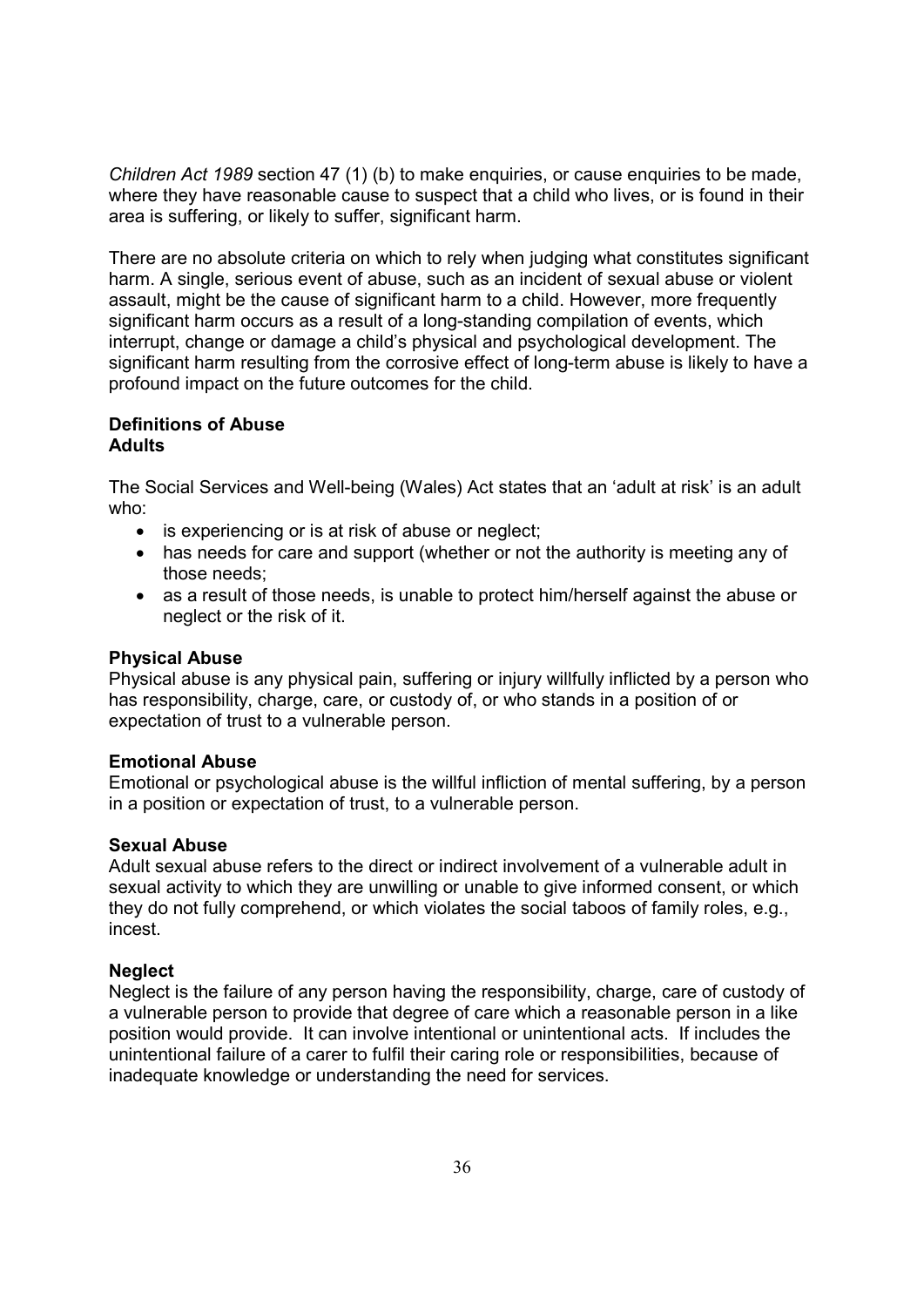*Children Act 1989* section 47 (1) (b) to make enquiries, or cause enquiries to be made, where they have reasonable cause to suspect that a child who lives, or is found in their area is suffering, or likely to suffer, significant harm.

There are no absolute criteria on which to rely when judging what constitutes significant harm. A single, serious event of abuse, such as an incident of sexual abuse or violent assault, might be the cause of significant harm to a child. However, more frequently significant harm occurs as a result of a long-standing compilation of events, which interrupt, change or damage a child's physical and psychological development. The significant harm resulting from the corrosive effect of long-term abuse is likely to have a profound impact on the future outcomes for the child.

**Definitions of Abuse**
**Adults**

The Social Services and Well-being (Wales) Act states that an 'adult at risk' is an adult who:

- is experiencing or is at risk of abuse or neglect;
- has needs for care and support (whether or not the authority is meeting any of those needs;
- as a result of those needs, is unable to protect him/herself against the abuse or neglect or the risk of it.

**Physical Abuse**
Physical abuse is any physical pain, suffering or injury willfully inflicted by a person who has responsibility, charge, care, or custody of, or who stands in a position of or expectation of trust to a vulnerable person.

**Emotional Abuse**
Emotional or psychological abuse is the willful infliction of mental suffering, by a person in a position or expectation of trust, to a vulnerable person.

**Sexual Abuse**
Adult sexual abuse refers to the direct or indirect involvement of a vulnerable adult in sexual activity to which they are unwilling or unable to give informed consent, or which they do not fully comprehend, or which violates the social taboos of family roles, e.g., incest.

**Neglect**
Neglect is the failure of any person having the responsibility, charge, care of custody of a vulnerable person to provide that degree of care which a reasonable person in a like position would provide. It can involve intentional or unintentional acts. If includes the unintentional failure of a carer to fulfil their caring role or responsibilities, because of inadequate knowledge or understanding the need for services.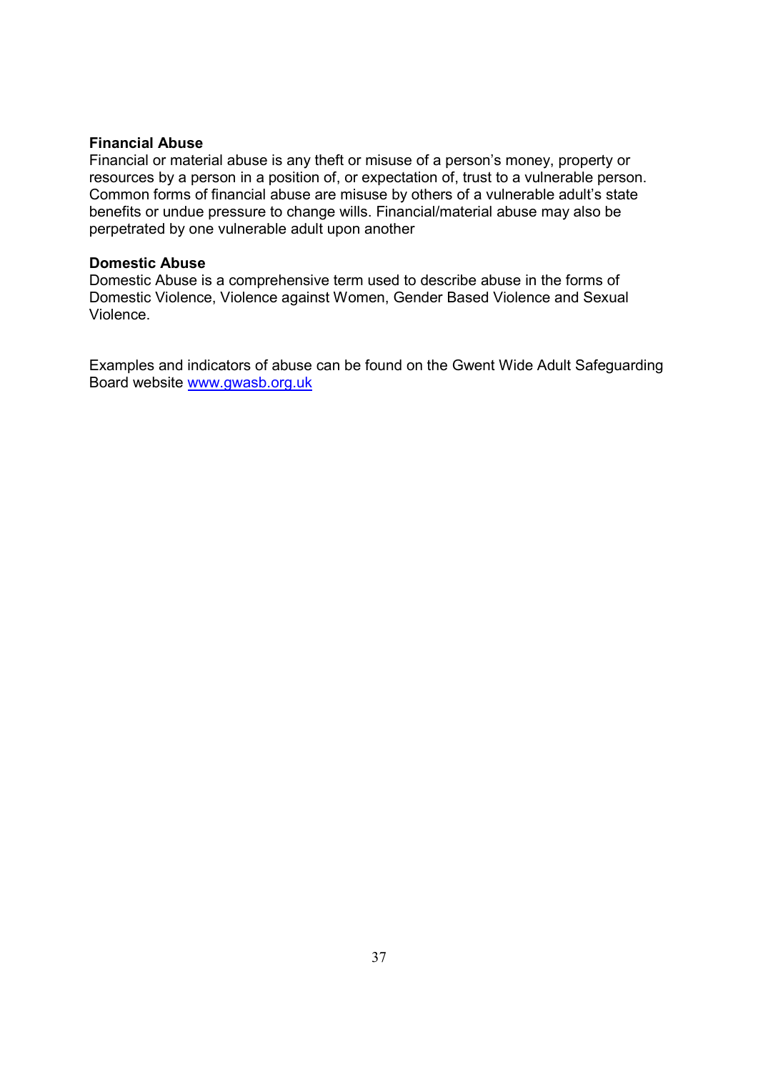**Financial Abuse**
Financial or material abuse is any theft or misuse of a person's money, property or resources by a person in a position of, or expectation of, trust to a vulnerable person. Common forms of financial abuse are misuse by others of a vulnerable adult's state benefits or undue pressure to change wills. Financial/material abuse may also be perpetrated by one vulnerable adult upon another

**Domestic Abuse**
Domestic Abuse is a comprehensive term used to describe abuse in the forms of Domestic Violence, Violence against Women, Gender Based Violence and Sexual Violence.

Examples and indicators of abuse can be found on the Gwent Wide Adult Safeguarding Board website [www.gwasb.org.uk](http://www.gwasb.org.uk)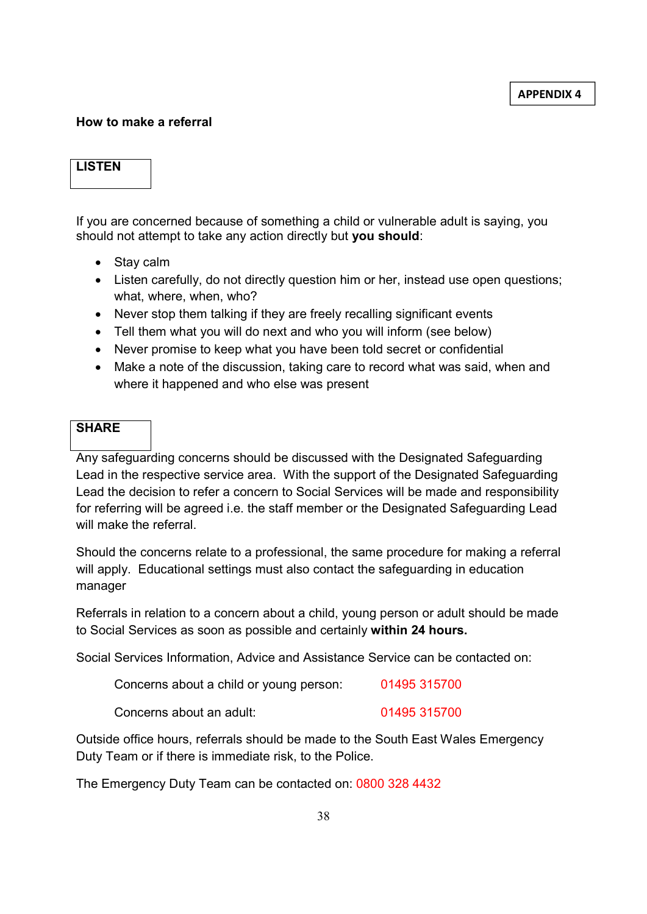**APPENDIX 4**

## How to make a referral

### LISTEN

If you are concerned because of something a child or vulnerable adult is saying, you should not attempt to take any action directly but **you should**:

- Stay calm
- Listen carefully, do not directly question him or her, instead use open questions; what, where, when, who?
- Never stop them talking if they are freely recalling significant events
- Tell them what you will do next and who you will inform (see below)
- Never promise to keep what you have been told secret or confidential
- Make a note of the discussion, taking care to record what was said, when and where it happened and who else was present

### SHARE

Any safeguarding concerns should be discussed with the Designated Safeguarding Lead in the respective service area. With the support of the Designated Safeguarding Lead the decision to refer a concern to Social Services will be made and responsibility for referring will be agreed i.e. the staff member or the Designated Safeguarding Lead will make the referral.

Should the concerns relate to a professional, the same procedure for making a referral will apply. Educational settings must also contact the safeguarding in education manager

Referrals in relation to a concern about a child, young person or adult should be made to Social Services as soon as possible and certainly **within 24 hours.**

Social Services Information, Advice and Assistance Service can be contacted on:

| | |
|---|---|
| Concerns about a child or young person: | 01495 315700 |
| Concerns about an adult: | 01495 315700 |

Outside office hours, referrals should be made to the South East Wales Emergency Duty Team or if there is immediate risk, to the Police.

The Emergency Duty Team can be contacted on: 0800 328 4432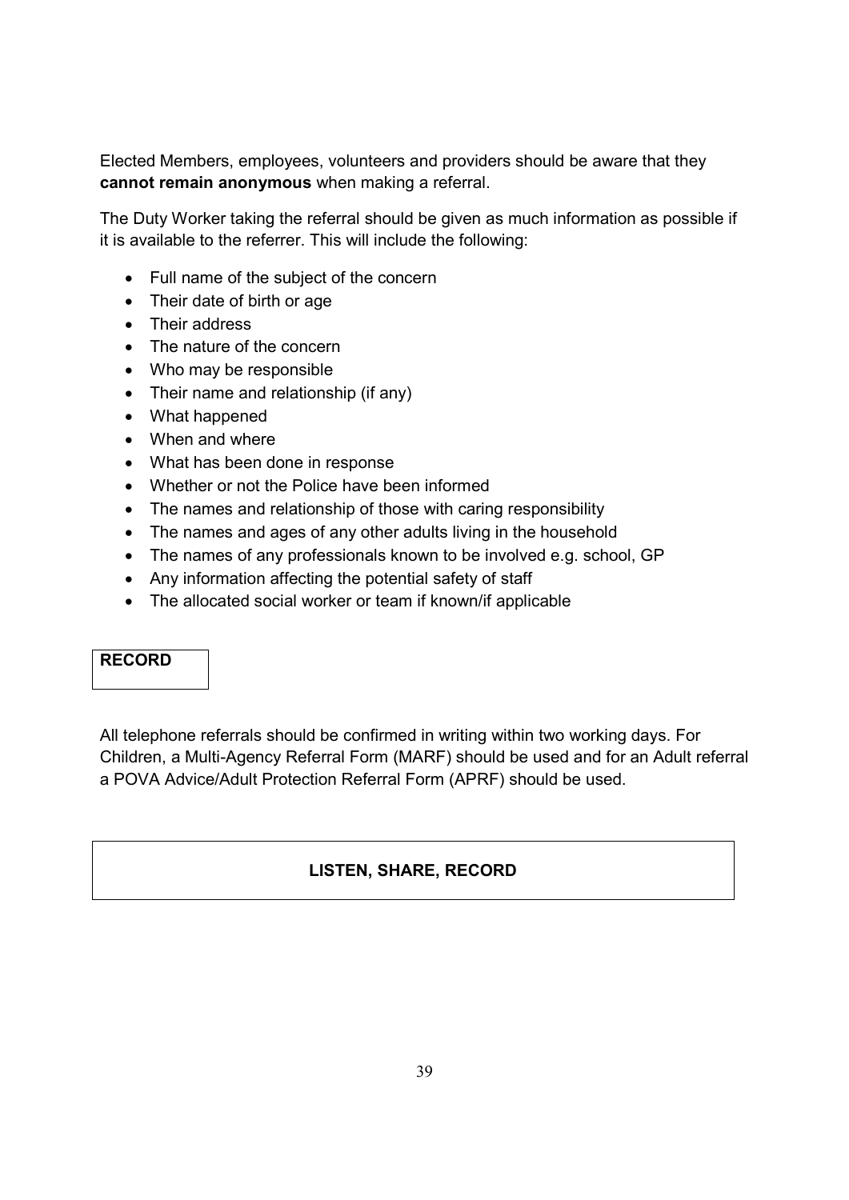Elected Members, employees, volunteers and providers should be aware that they **cannot remain anonymous** when making a referral.

The Duty Worker taking the referral should be given as much information as possible if it is available to the referrer. This will include the following:

- Full name of the subject of the concern
- Their date of birth or age
- Their address
- The nature of the concern
- Who may be responsible
- Their name and relationship (if any)
- What happened
- When and where
- What has been done in response
- Whether or not the Police have been informed
- The names and relationship of those with caring responsibility
- The names and ages of any other adults living in the household
- The names of any professionals known to be involved e.g. school, GP
- Any information affecting the potential safety of staff
- The allocated social worker or team if known/if applicable

**RECORD**

All telephone referrals should be confirmed in writing within two working days. For Children, a Multi-Agency Referral Form (MARF) should be used and for an Adult referral a POVA Advice/Adult Protection Referral Form (APRF) should be used.

**LISTEN, SHARE, RECORD**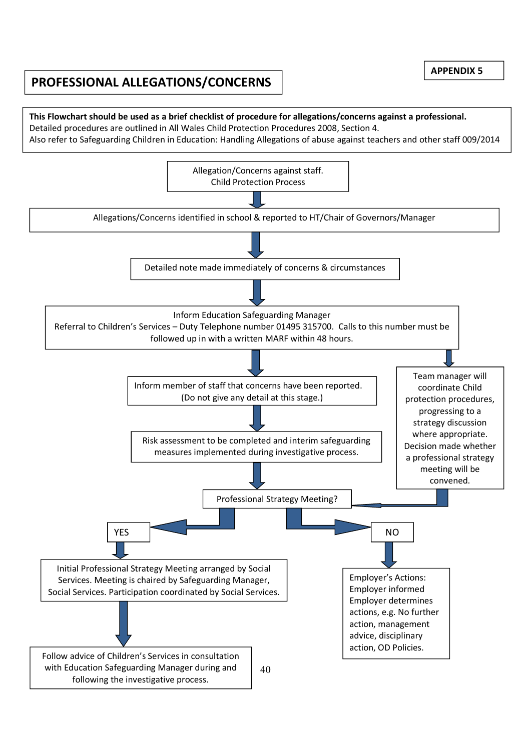APPENDIX 5

# PROFESSIONAL ALLEGATIONS/CONCERNS

**This Flowchart should be used as a brief checklist of procedure for allegations/concerns against a professional.**
Detailed procedures are outlined in All Wales Child Protection Procedures 2008, Section 4.
Also refer to Safeguarding Children in Education: Handling Allegations of abuse against teachers and other staff 009/2014

Allegation/Concerns against staff.
Child Protection Process

↓

Allegations/Concerns identified in school & reported to HT/Chair of Governors/Manager

↓

Detailed note made immediately of concerns & circumstances

↓

Inform Education Safeguarding Manager
Referral to Children's Services – Duty Telephone number 01495 315700. Calls to this number must be followed up in with a written MARF within 48 hours.

↓

Inform member of staff that concerns have been reported.
(Do not give any detail at this stage.)

↓

Risk assessment to be completed and interim safeguarding measures implemented during investigative process.

↓

Team manager will coordinate Child protection procedures, progressing to a strategy discussion where appropriate. Decision made whether a professional strategy meeting will be convened.

↓

Professional Strategy Meeting?

**YES**

↓

Initial Professional Strategy Meeting arranged by Social Services. Meeting is chaired by Safeguarding Manager, Social Services. Participation coordinated by Social Services.

↓

Follow advice of Children's Services in consultation with Education Safeguarding Manager during and following the investigative process.

**NO**

↓

Employer's Actions:
Employer informed
Employer determines actions, e.g. No further action, management advice, disciplinary action, OD Policies.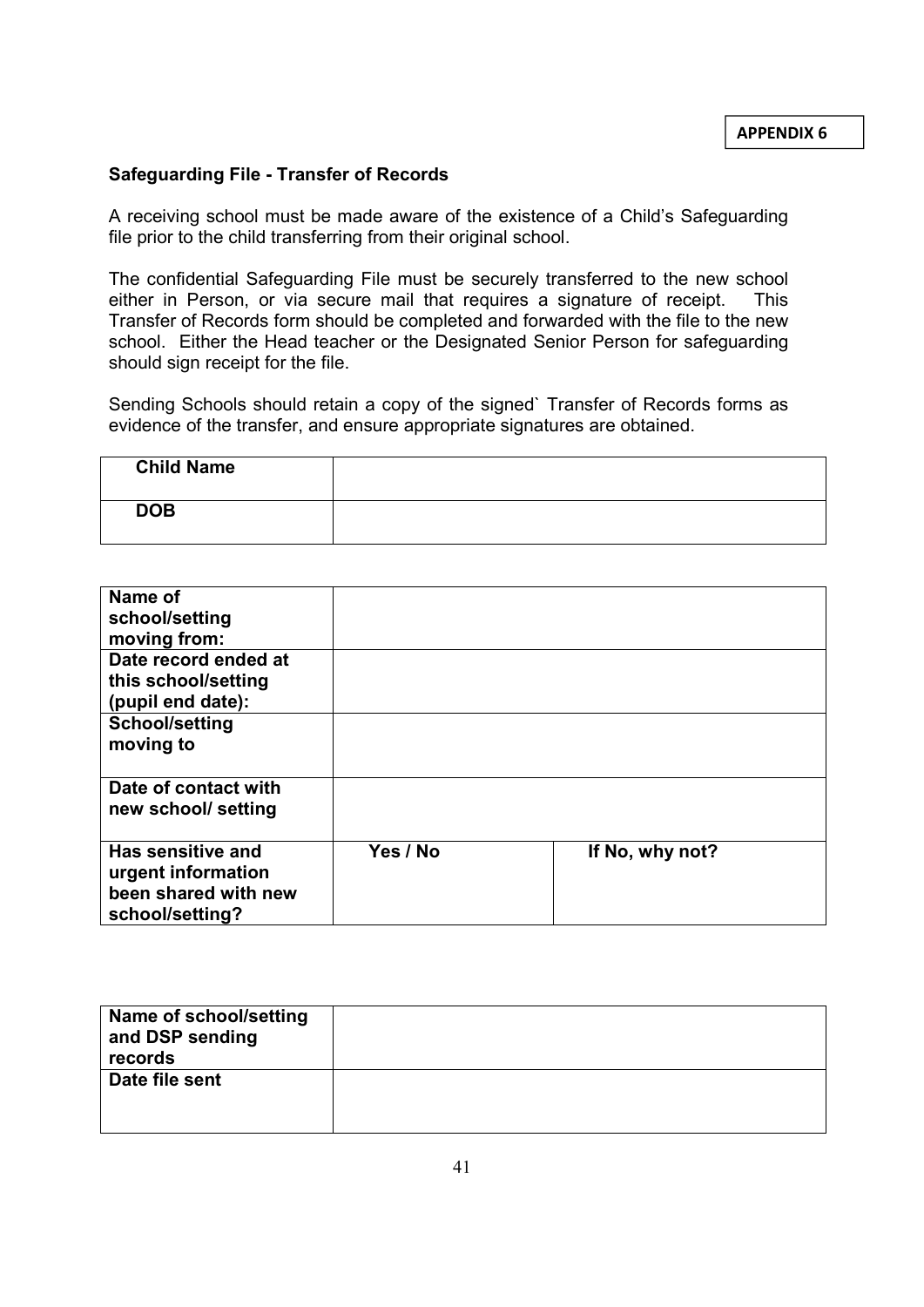**APPENDIX 6**

**Safeguarding File - Transfer of Records**

A receiving school must be made aware of the existence of a Child's Safeguarding file prior to the child transferring from their original school.

The confidential Safeguarding File must be securely transferred to the new school either in Person, or via secure mail that requires a signature of receipt. This Transfer of Records form should be completed and forwarded with the file to the new school. Either the Head teacher or the Designated Senior Person for safeguarding should sign receipt for the file.

Sending Schools should retain a copy of the signed` Transfer of Records forms as evidence of the transfer, and ensure appropriate signatures are obtained.

| **Child Name** | |
|---|---|
| **DOB** | |

| **Name of school/setting moving from:** | | |
|---|---|---|
| **Date record ended at this school/setting (pupil end date):** | | |
| **School/setting moving to** | | |
| **Date of contact with new school/ setting** | | |
| **Has sensitive and urgent information been shared with new school/setting?** | **Yes / No** | **If No, why not?** |

| **Name of school/setting and DSP sending records** | |
|---|---|
| **Date file sent** | |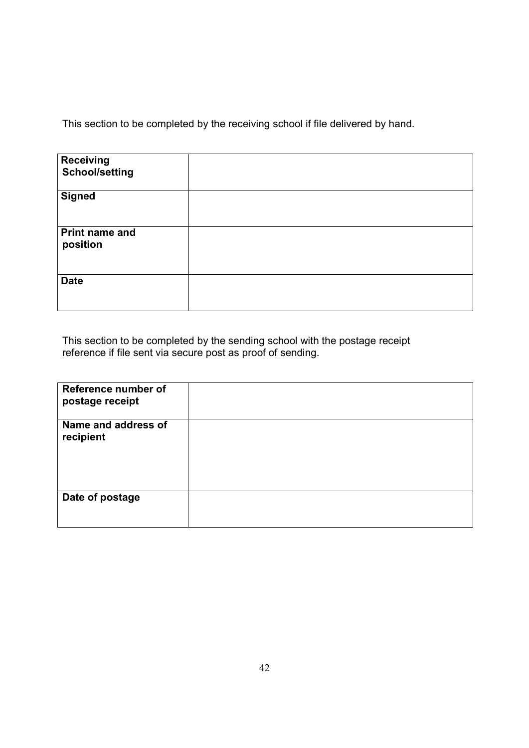This section to be completed by the receiving school if file delivered by hand.

| **Receiving School/setting** | |
|---|---|
| **Signed** | |
| **Print name and position** | |
| **Date** | |

This section to be completed by the sending school with the postage receipt reference if file sent via secure post as proof of sending.

| **Reference number of postage receipt** | |
|---|---|
| **Name and address of recipient** | |
| **Date of postage** | |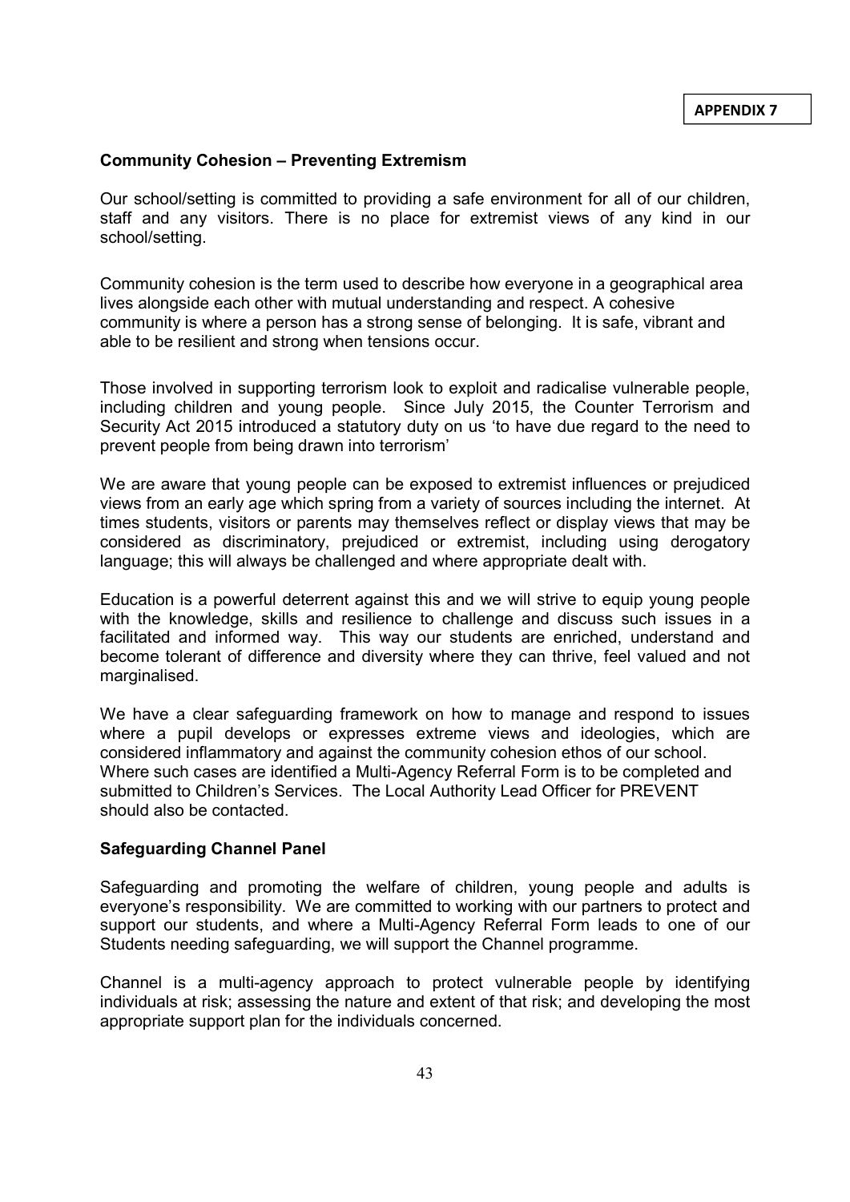**APPENDIX 7**

## Community Cohesion – Preventing Extremism

Our school/setting is committed to providing a safe environment for all of our children, staff and any visitors. There is no place for extremist views of any kind in our school/setting.

Community cohesion is the term used to describe how everyone in a geographical area lives alongside each other with mutual understanding and respect. A cohesive community is where a person has a strong sense of belonging. It is safe, vibrant and able to be resilient and strong when tensions occur.

Those involved in supporting terrorism look to exploit and radicalise vulnerable people, including children and young people. Since July 2015, the Counter Terrorism and Security Act 2015 introduced a statutory duty on us 'to have due regard to the need to prevent people from being drawn into terrorism'

We are aware that young people can be exposed to extremist influences or prejudiced views from an early age which spring from a variety of sources including the internet. At times students, visitors or parents may themselves reflect or display views that may be considered as discriminatory, prejudiced or extremist, including using derogatory language; this will always be challenged and where appropriate dealt with.

Education is a powerful deterrent against this and we will strive to equip young people with the knowledge, skills and resilience to challenge and discuss such issues in a facilitated and informed way. This way our students are enriched, understand and become tolerant of difference and diversity where they can thrive, feel valued and not marginalised.

We have a clear safeguarding framework on how to manage and respond to issues where a pupil develops or expresses extreme views and ideologies, which are considered inflammatory and against the community cohesion ethos of our school. Where such cases are identified a Multi-Agency Referral Form is to be completed and submitted to Children's Services. The Local Authority Lead Officer for PREVENT should also be contacted.

## Safeguarding Channel Panel

Safeguarding and promoting the welfare of children, young people and adults is everyone's responsibility. We are committed to working with our partners to protect and support our students, and where a Multi-Agency Referral Form leads to one of our Students needing safeguarding, we will support the Channel programme.

Channel is a multi-agency approach to protect vulnerable people by identifying individuals at risk; assessing the nature and extent of that risk; and developing the most appropriate support plan for the individuals concerned.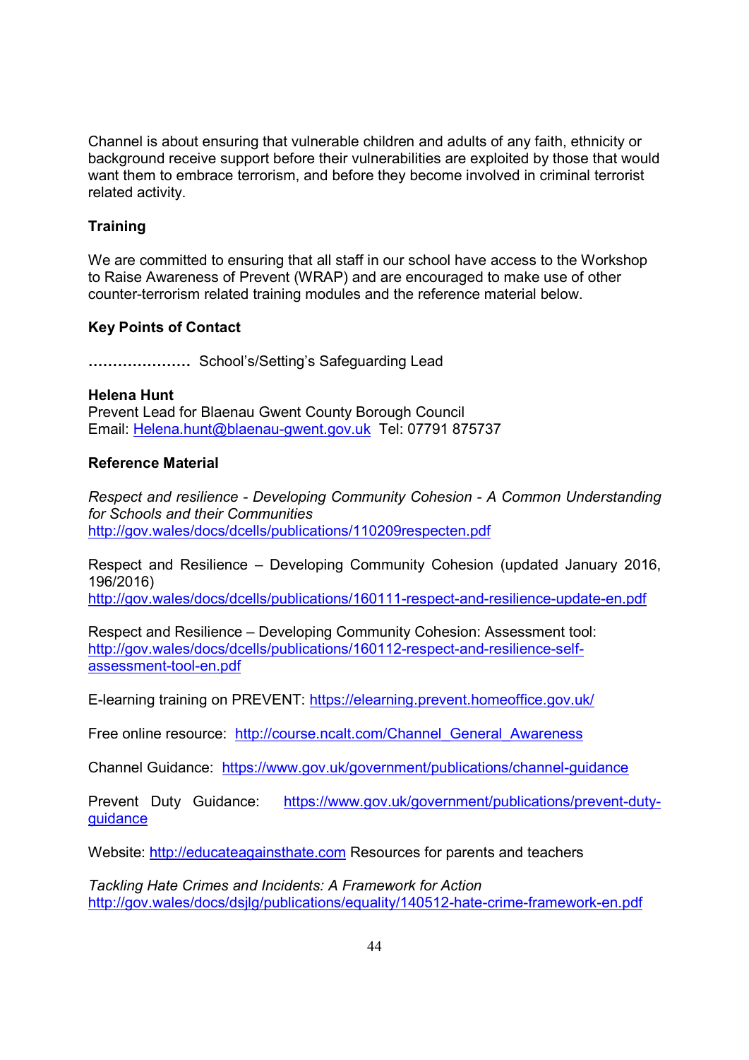Channel is about ensuring that vulnerable children and adults of any faith, ethnicity or background receive support before their vulnerabilities are exploited by those that would want them to embrace terrorism, and before they become involved in criminal terrorist related activity.

**Training**

We are committed to ensuring that all staff in our school have access to the Workshop to Raise Awareness of Prevent (WRAP) and are encouraged to make use of other counter-terrorism related training modules and the reference material below.

**Key Points of Contact**

**…………………** School's/Setting's Safeguarding Lead

**Helena Hunt**
Prevent Lead for Blaenau Gwent County Borough Council
Email: Helena.hunt@blaenau-gwent.gov.uk Tel: 07791 875737

**Reference Material**

*Respect and resilience - Developing Community Cohesion - A Common Understanding for Schools and their Communities*
http://gov.wales/docs/dcells/publications/110209respecten.pdf

Respect and Resilience – Developing Community Cohesion (updated January 2016, 196/2016)
http://gov.wales/docs/dcells/publications/160111-respect-and-resilience-update-en.pdf

Respect and Resilience – Developing Community Cohesion: Assessment tool:
http://gov.wales/docs/dcells/publications/160112-respect-and-resilience-self-assessment-tool-en.pdf

E-learning training on PREVENT: https://elearning.prevent.homeoffice.gov.uk/

Free online resource: http://course.ncalt.com/Channel_General_Awareness

Channel Guidance: https://www.gov.uk/government/publications/channel-guidance

Prevent Duty Guidance: https://www.gov.uk/government/publications/prevent-duty-guidance

Website: http://educateagainsthate.com Resources for parents and teachers

*Tackling Hate Crimes and Incidents: A Framework for Action*
http://gov.wales/docs/dsjlg/publications/equality/140512-hate-crime-framework-en.pdf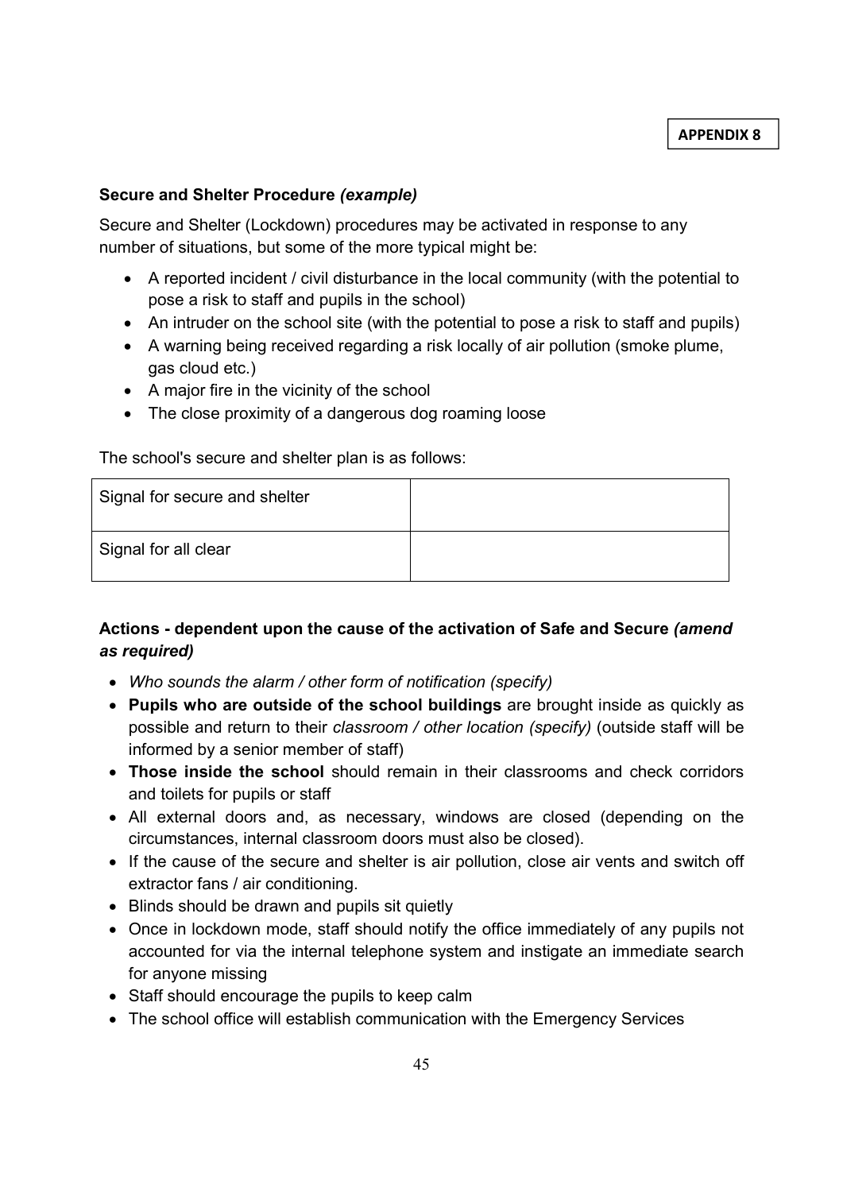**APPENDIX 8**

**Secure and Shelter Procedure *(example)***

Secure and Shelter (Lockdown) procedures may be activated in response to any number of situations, but some of the more typical might be:

- A reported incident / civil disturbance in the local community (with the potential to pose a risk to staff and pupils in the school)
- An intruder on the school site (with the potential to pose a risk to staff and pupils)
- A warning being received regarding a risk locally of air pollution (smoke plume, gas cloud etc.)
- A major fire in the vicinity of the school
- The close proximity of a dangerous dog roaming loose

The school's secure and shelter plan is as follows:

| Signal for secure and shelter | |
|---|---|
| Signal for all clear | |

**Actions - dependent upon the cause of the activation of Safe and Secure *(amend as required)***

- *Who sounds the alarm / other form of notification (specify)*
- **Pupils who are outside of the school buildings** are brought inside as quickly as possible and return to their *classroom / other location (specify)* (outside staff will be informed by a senior member of staff)
- **Those inside the school** should remain in their classrooms and check corridors and toilets for pupils or staff
- All external doors and, as necessary, windows are closed (depending on the circumstances, internal classroom doors must also be closed).
- If the cause of the secure and shelter is air pollution, close air vents and switch off extractor fans / air conditioning.
- Blinds should be drawn and pupils sit quietly
- Once in lockdown mode, staff should notify the office immediately of any pupils not accounted for via the internal telephone system and instigate an immediate search for anyone missing
- Staff should encourage the pupils to keep calm
- The school office will establish communication with the Emergency Services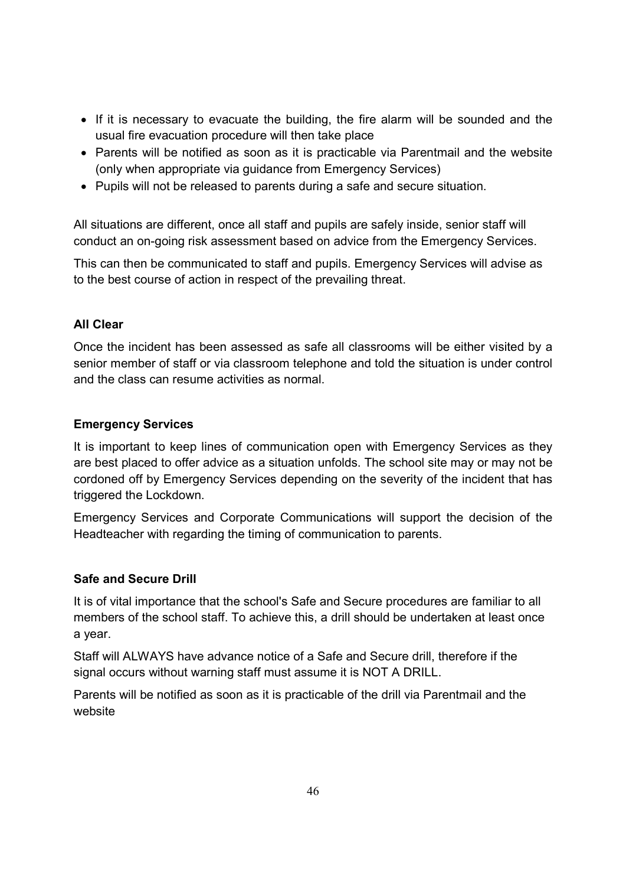- If it is necessary to evacuate the building, the fire alarm will be sounded and the usual fire evacuation procedure will then take place
- Parents will be notified as soon as it is practicable via Parentmail and the website (only when appropriate via guidance from Emergency Services)
- Pupils will not be released to parents during a safe and secure situation.

All situations are different, once all staff and pupils are safely inside, senior staff will conduct an on-going risk assessment based on advice from the Emergency Services.

This can then be communicated to staff and pupils. Emergency Services will advise as to the best course of action in respect of the prevailing threat.

**All Clear**

Once the incident has been assessed as safe all classrooms will be either visited by a senior member of staff or via classroom telephone and told the situation is under control and the class can resume activities as normal.

**Emergency Services**

It is important to keep lines of communication open with Emergency Services as they are best placed to offer advice as a situation unfolds. The school site may or may not be cordoned off by Emergency Services depending on the severity of the incident that has triggered the Lockdown.

Emergency Services and Corporate Communications will support the decision of the Headteacher with regarding the timing of communication to parents.

**Safe and Secure Drill**

It is of vital importance that the school's Safe and Secure procedures are familiar to all members of the school staff. To achieve this, a drill should be undertaken at least once a year.

Staff will ALWAYS have advance notice of a Safe and Secure drill, therefore if the signal occurs without warning staff must assume it is NOT A DRILL.

Parents will be notified as soon as it is practicable of the drill via Parentmail and the website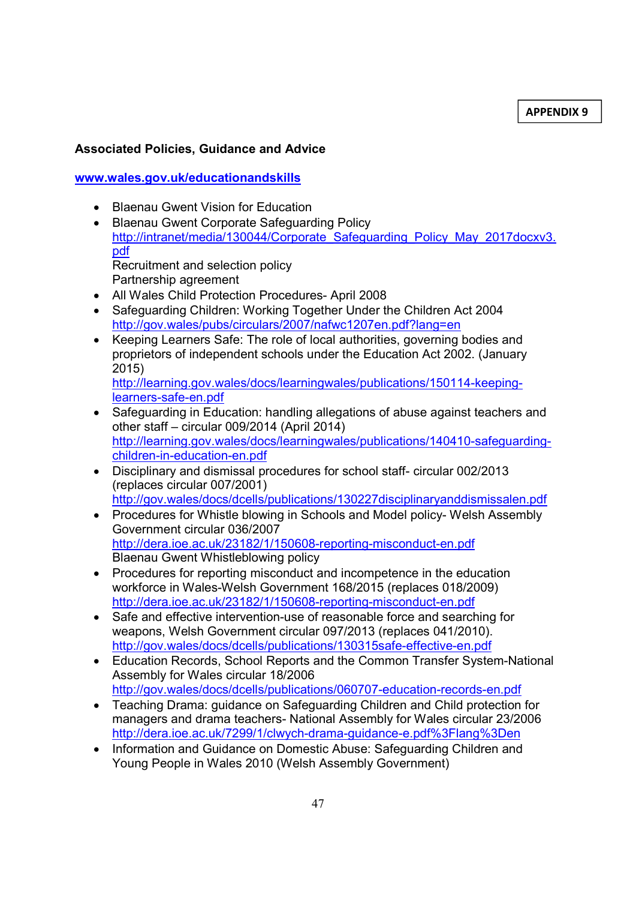**APPENDIX 9**

**Associated Policies, Guidance and Advice**

**[www.wales.gov.uk/educationandskills](www.wales.gov.uk/educationandskills)**

- Blaenau Gwent Vision for Education
- Blaenau Gwent Corporate Safeguarding Policy
  http://intranet/media/130044/Corporate_Safeguarding_Policy_May_2017docxv3.pdf
  Recruitment and selection policy
  Partnership agreement
- All Wales Child Protection Procedures- April 2008
- Safeguarding Children: Working Together Under the Children Act 2004
  http://gov.wales/pubs/circulars/2007/nafwc1207en.pdf?lang=en
- Keeping Learners Safe: The role of local authorities, governing bodies and proprietors of independent schools under the Education Act 2002. (January 2015)
  http://learning.gov.wales/docs/learningwales/publications/150114-keeping-learners-safe-en.pdf
- Safeguarding in Education: handling allegations of abuse against teachers and other staff – circular 009/2014 (April 2014)
  http://learning.gov.wales/docs/learningwales/publications/140410-safeguarding-children-in-education-en.pdf
- Disciplinary and dismissal procedures for school staff- circular 002/2013 (replaces circular 007/2001)
  http://gov.wales/docs/dcells/publications/130227disciplinaryanddismissalen.pdf
- Procedures for Whistle blowing in Schools and Model policy- Welsh Assembly Government circular 036/2007
  http://dera.ioe.ac.uk/23182/1/150608-reporting-misconduct-en.pdf
  Blaenau Gwent Whistleblowing policy
- Procedures for reporting misconduct and incompetence in the education workforce in Wales-Welsh Government 168/2015 (replaces 018/2009)
  http://dera.ioe.ac.uk/23182/1/150608-reporting-misconduct-en.pdf
- Safe and effective intervention-use of reasonable force and searching for weapons, Welsh Government circular 097/2013 (replaces 041/2010).
  http://gov.wales/docs/dcells/publications/130315safe-effective-en.pdf
- Education Records, School Reports and the Common Transfer System-National Assembly for Wales circular 18/2006
  http://gov.wales/docs/dcells/publications/060707-education-records-en.pdf
- Teaching Drama: guidance on Safeguarding Children and Child protection for managers and drama teachers- National Assembly for Wales circular 23/2006
  http://dera.ioe.ac.uk/7299/1/clwych-drama-guidance-e.pdf%3Flang%3Den
- Information and Guidance on Domestic Abuse: Safeguarding Children and Young People in Wales 2010 (Welsh Assembly Government)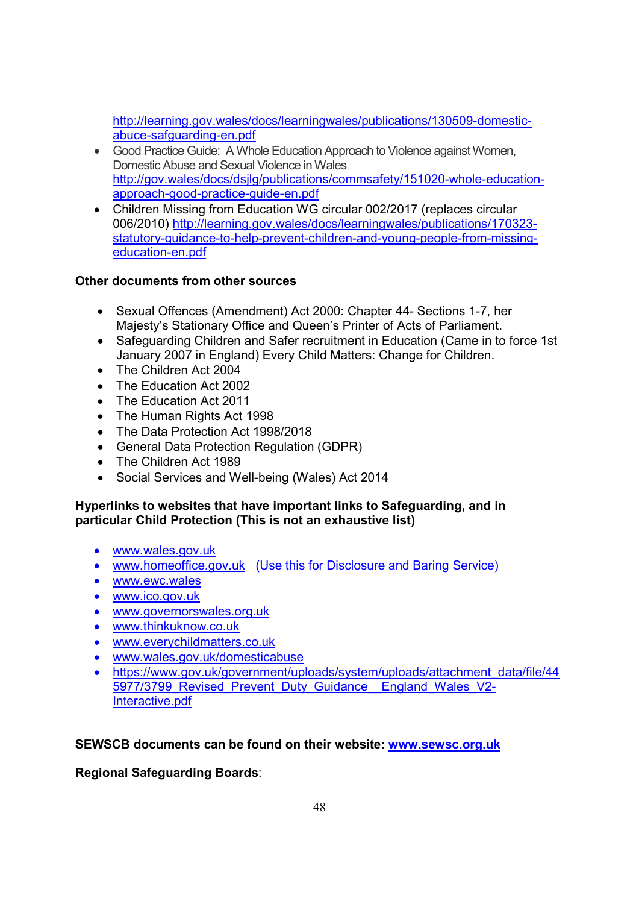http://learning.gov.wales/docs/learningwales/publications/130509-domestic-abuce-safguarding-en.pdf

- Good Practice Guide: A Whole Education Approach to Violence against Women, Domestic Abuse and Sexual Violence in Wales http://gov.wales/docs/dsjlg/publications/commsafety/151020-whole-education-approach-good-practice-guide-en.pdf
- Children Missing from Education WG circular 002/2017 (replaces circular 006/2010) http://learning.gov.wales/docs/learningwales/publications/170323-statutory-guidance-to-help-prevent-children-and-young-people-from-missing-education-en.pdf

**Other documents from other sources**

- Sexual Offences (Amendment) Act 2000: Chapter 44- Sections 1-7, her Majesty's Stationary Office and Queen's Printer of Acts of Parliament.
- Safeguarding Children and Safer recruitment in Education (Came in to force 1st January 2007 in England) Every Child Matters: Change for Children.
- The Children Act 2004
- The Education Act 2002
- The Education Act 2011
- The Human Rights Act 1998
- The Data Protection Act 1998/2018
- General Data Protection Regulation (GDPR)
- The Children Act 1989
- Social Services and Well-being (Wales) Act 2014

**Hyperlinks to websites that have important links to Safeguarding, and in particular Child Protection (This is not an exhaustive list)**

- www.wales.gov.uk
- www.homeoffice.gov.uk (Use this for Disclosure and Baring Service)
- www.ewc.wales
- www.ico.gov.uk
- www.governorswales.org.uk
- www.thinkuknow.co.uk
- www.everychildmatters.co.uk
- www.wales.gov.uk/domesticabuse
- https://www.gov.uk/government/uploads/system/uploads/attachment_data/file/445977/3799_Revised_Prevent_Duty_Guidance__England_Wales_V2-Interactive.pdf

**SEWSCB documents can be found on their website: www.sewsc.org.uk**

**Regional Safeguarding Boards**: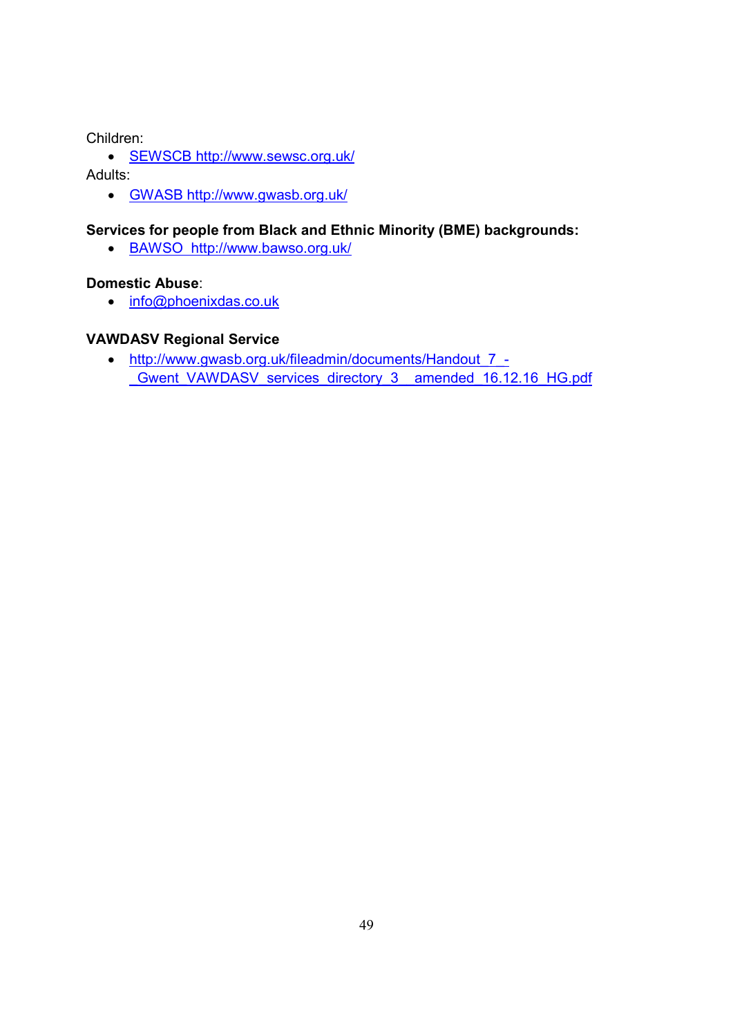Children:

- SEWSCB http://www.sewsc.org.uk/

Adults:

- GWASB http://www.gwasb.org.uk/

**Services for people from Black and Ethnic Minority (BME) backgrounds:**

- BAWSO  http://www.bawso.org.uk/

**Domestic Abuse**:

- info@phoenixdas.co.uk

**VAWDASV Regional Service**

- http://www.gwasb.org.uk/fileadmin/documents/Handout_7_-_Gwent_VAWDASV_services_directory_3__amended_16.12.16_HG.pdf